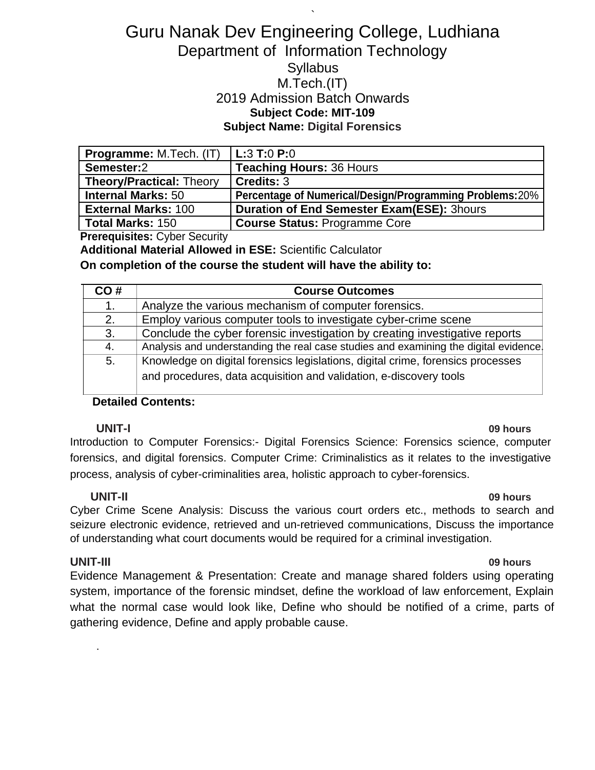# Guru Nanak Dev Engineering College, Ludhiana

## Department of Information Technology

Syllabus

M.Tech.(IT)

2019 Admission Batch Onwards

**Subject Code: MIT-109**

**Subject Name: Digital Forensics**

| **Programme:** M.Tech. (IT) | **L:**3 **T:**0 **P:**0 |
|---|---|
| **Semester:**2 | **Teaching Hours:** 36 Hours |
| **Theory/Practical:** Theory | **Credits:** 3 |
| **Internal Marks:** 50 | **Percentage of Numerical/Design/Programming Problems:**20% |
| **External Marks:** 100 | **Duration of End Semester Exam(ESE):** 3hours |
| **Total Marks:** 150 | **Course Status:** Programme Core |

**Prerequisites:** Cyber Security

**Additional Material Allowed in ESE:** Scientific Calculator

**On completion of the course the student will have the ability to:**

| CO # | Course Outcomes |
|---|---|
| 1. | Analyze the various mechanism of computer forensics. |
| 2. | Employ various computer tools to investigate cyber-crime scene |
| 3. | Conclude the cyber forensic investigation by creating investigative reports |
| 4. | Analysis and understanding the real case studies and examining the digital evidence. |
| 5. | Knowledge on digital forensics legislations, digital crime, forensics processes and procedures, data acquisition and validation, e-discovery tools |

**Detailed Contents:**

**UNIT-I** **09 hours**

Introduction to Computer Forensics:- Digital Forensics Science: Forensics science, computer forensics, and digital forensics. Computer Crime: Criminalistics as it relates to the investigative process, analysis of cyber-criminalities area, holistic approach to cyber-forensics.

**UNIT-II** **09 hours**

Cyber Crime Scene Analysis: Discuss the various court orders etc., methods to search and seizure electronic evidence, retrieved and un-retrieved communications, Discuss the importance of understanding what court documents would be required for a criminal investigation.

**UNIT-III** **09 hours**

Evidence Management & Presentation: Create and manage shared folders using operating system, importance of the forensic mindset, define the workload of law enforcement, Explain what the normal case would look like, Define who should be notified of a crime, parts of gathering evidence, Define and apply probable cause.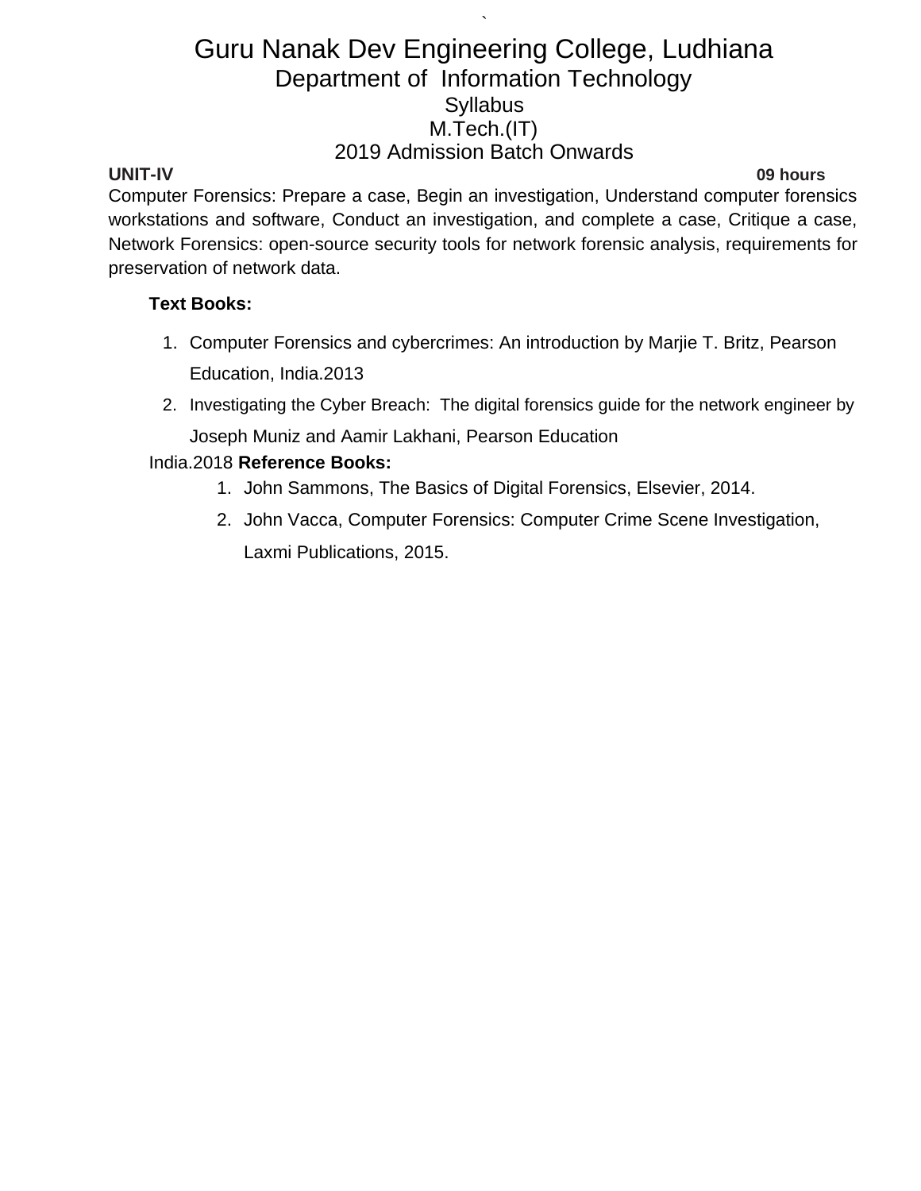**UNIT-IV** **09 hours**

Computer Forensics: Prepare a case, Begin an investigation, Understand computer forensics workstations and software, Conduct an investigation, and complete a case, Critique a case, Network Forensics: open-source security tools for network forensic analysis, requirements for preservation of network data.

**Text Books:**

1. Computer Forensics and cybercrimes: An introduction by Marjie T. Britz, Pearson Education, India.2013
2. Investigating the Cyber Breach: The digital forensics guide for the network engineer by Joseph Muniz and Aamir Lakhani, Pearson Education India.2018

**Reference Books:**

1. John Sammons, The Basics of Digital Forensics, Elsevier, 2014.
2. John Vacca, Computer Forensics: Computer Crime Scene Investigation, Laxmi Publications, 2015.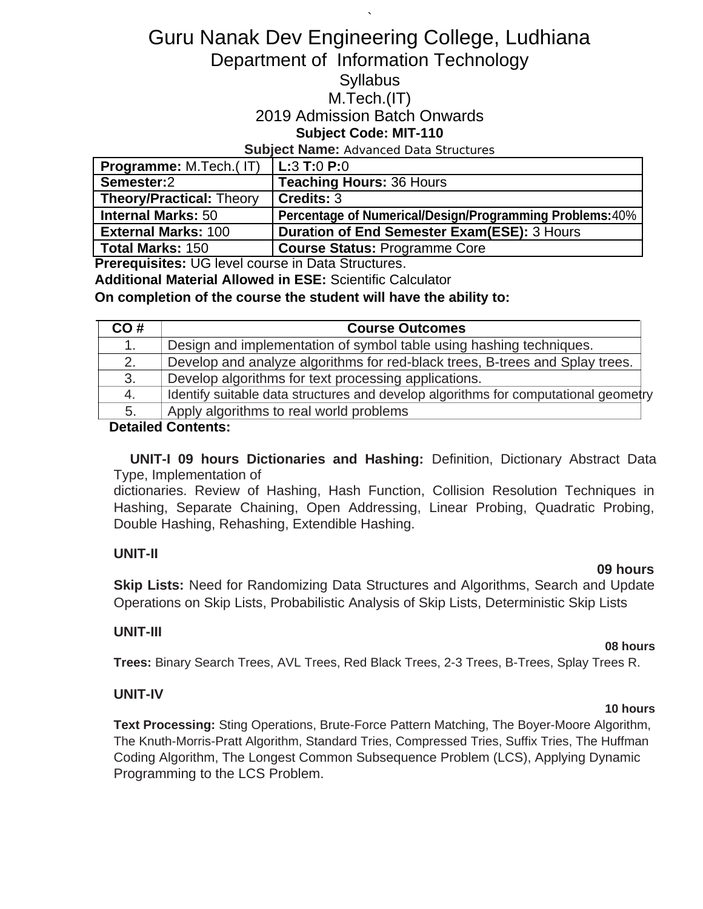# Guru Nanak Dev Engineering College, Ludhiana

## Department of Information Technology

Syllabus

M.Tech.(IT)

2019 Admission Batch Onwards

**Subject Code: MIT-110**

**Subject Name:** Advanced Data Structures

| **Programme:** M.Tech.( IT) | **L:**3 **T:**0 **P:**0 |
|---|---|
| **Semester:**2 | **Teaching Hours:** 36 Hours |
| **Theory/Practical:** Theory | **Credits:** 3 |
| **Internal Marks:** 50 | **Percentage of Numerical/Design/Programming Problems:**40% |
| **External Marks:** 100 | **Duration of End Semester Exam(ESE):** 3 Hours |
| **Total Marks:** 150 | **Course Status:** Programme Core |

**Prerequisites:** UG level course in Data Structures.

**Additional Material Allowed in ESE:** Scientific Calculator

**On completion of the course the student will have the ability to:**

| CO # | Course Outcomes |
|---|---|
| 1. | Design and implementation of symbol table using hashing techniques. |
| 2. | Develop and analyze algorithms for red-black trees, B-trees and Splay trees. |
| 3. | Develop algorithms for text processing applications. |
| 4. | Identify suitable data structures and develop algorithms for computational geometry |
| 5. | Apply algorithms to real world problems |

**Detailed Contents:**

**UNIT-I 09 hours Dictionaries and Hashing:** Definition, Dictionary Abstract Data Type, Implementation of dictionaries. Review of Hashing, Hash Function, Collision Resolution Techniques in Hashing, Separate Chaining, Open Addressing, Linear Probing, Quadratic Probing, Double Hashing, Rehashing, Extendible Hashing.

**UNIT-II**

**09 hours**

**Skip Lists:** Need for Randomizing Data Structures and Algorithms, Search and Update Operations on Skip Lists, Probabilistic Analysis of Skip Lists, Deterministic Skip Lists

**UNIT-III**

**08 hours**

**Trees:** Binary Search Trees, AVL Trees, Red Black Trees, 2-3 Trees, B-Trees, Splay Trees R.

**UNIT-IV**

**10 hours**

**Text Processing:** Sting Operations, Brute-Force Pattern Matching, The Boyer-Moore Algorithm, The Knuth-Morris-Pratt Algorithm, Standard Tries, Compressed Tries, Suffix Tries, The Huffman Coding Algorithm, The Longest Common Subsequence Problem (LCS), Applying Dynamic Programming to the LCS Problem.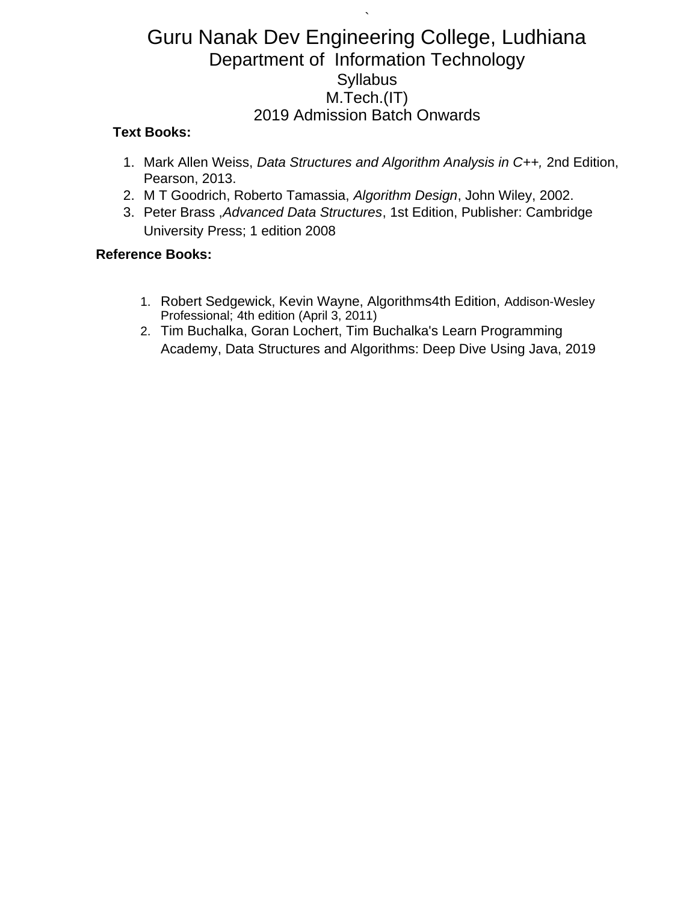**Text Books:**

1. Mark Allen Weiss, *Data Structures and Algorithm Analysis in C++,* 2nd Edition, Pearson, 2013.
2. M T Goodrich, Roberto Tamassia, *Algorithm Design*, John Wiley, 2002.
3. Peter Brass ,*Advanced Data Structures*, 1st Edition, Publisher: Cambridge University Press; 1 edition 2008

**Reference Books:**

1. Robert Sedgewick, Kevin Wayne, Algorithms4th Edition, Addison-Wesley Professional; 4th edition (April 3, 2011)
2. Tim Buchalka, Goran Lochert, Tim Buchalka's Learn Programming Academy, Data Structures and Algorithms: Deep Dive Using Java, 2019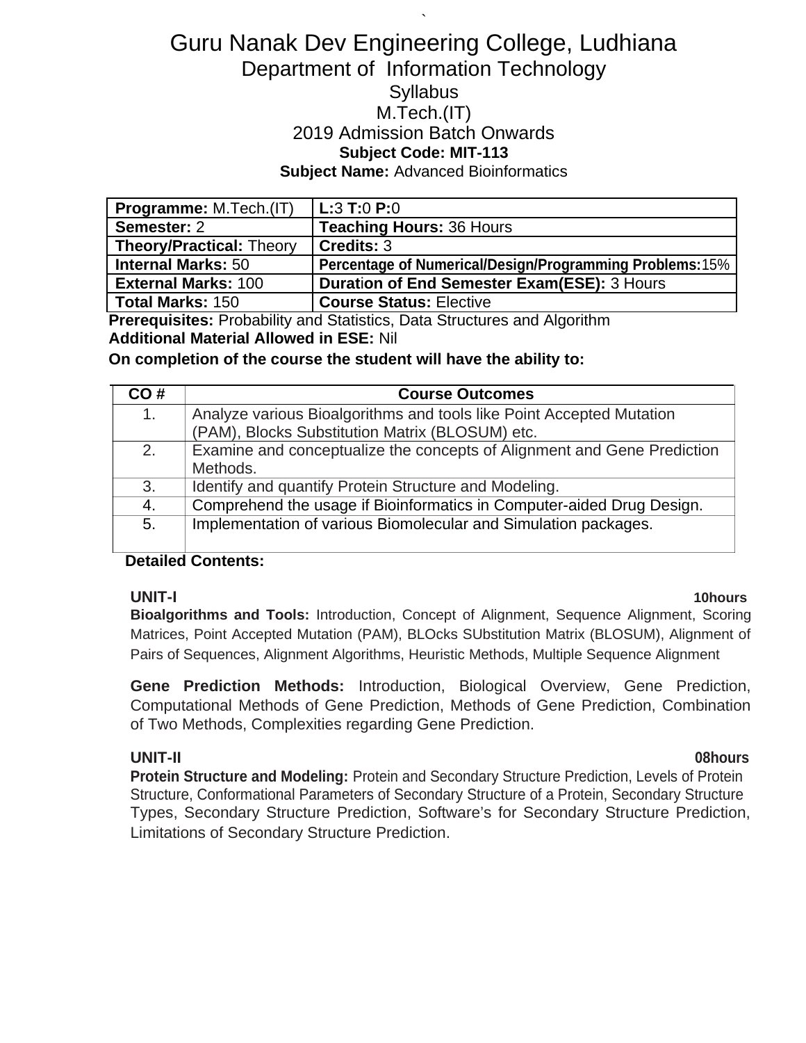# Guru Nanak Dev Engineering College, Ludhiana

## Department of Information Technology

### Syllabus

### M.Tech.(IT)

### 2019 Admission Batch Onwards

**Subject Code: MIT-113**

**Subject Name:** Advanced Bioinformatics

| **Programme:** M.Tech.(IT) | **L:**3 **T:**0 **P:**0 |
|---|---|
| **Semester:** 2 | **Teaching Hours:** 36 Hours |
| **Theory/Practical:** Theory | **Credits:** 3 |
| **Internal Marks:** 50 | **Percentage of Numerical/Design/Programming Problems:**15% |
| **External Marks:** 100 | **Duration of End Semester Exam(ESE):** 3 Hours |
| **Total Marks:** 150 | **Course Status:** Elective |

**Prerequisites:** Probability and Statistics, Data Structures and Algorithm

**Additional Material Allowed in ESE:** Nil

**On completion of the course the student will have the ability to:**

| CO # | Course Outcomes |
|---|---|
| 1. | Analyze various Bioalgorithms and tools like Point Accepted Mutation (PAM), Blocks Substitution Matrix (BLOSUM) etc. |
| 2. | Examine and conceptualize the concepts of Alignment and Gene Prediction Methods. |
| 3. | Identify and quantify Protein Structure and Modeling. |
| 4. | Comprehend the usage if Bioinformatics in Computer-aided Drug Design. |
| 5. | Implementation of various Biomolecular and Simulation packages. |

**Detailed Contents:**

**UNIT-I** **10hours**

**Bioalgorithms and Tools:** Introduction, Concept of Alignment, Sequence Alignment, Scoring Matrices, Point Accepted Mutation (PAM), BLOcks SUbstitution Matrix (BLOSUM), Alignment of Pairs of Sequences, Alignment Algorithms, Heuristic Methods, Multiple Sequence Alignment

**Gene Prediction Methods:** Introduction, Biological Overview, Gene Prediction, Computational Methods of Gene Prediction, Methods of Gene Prediction, Combination of Two Methods, Complexities regarding Gene Prediction.

**UNIT-II** **08hours**

**Protein Structure and Modeling:** Protein and Secondary Structure Prediction, Levels of Protein Structure, Conformational Parameters of Secondary Structure of a Protein, Secondary Structure Types, Secondary Structure Prediction, Software's for Secondary Structure Prediction, Limitations of Secondary Structure Prediction.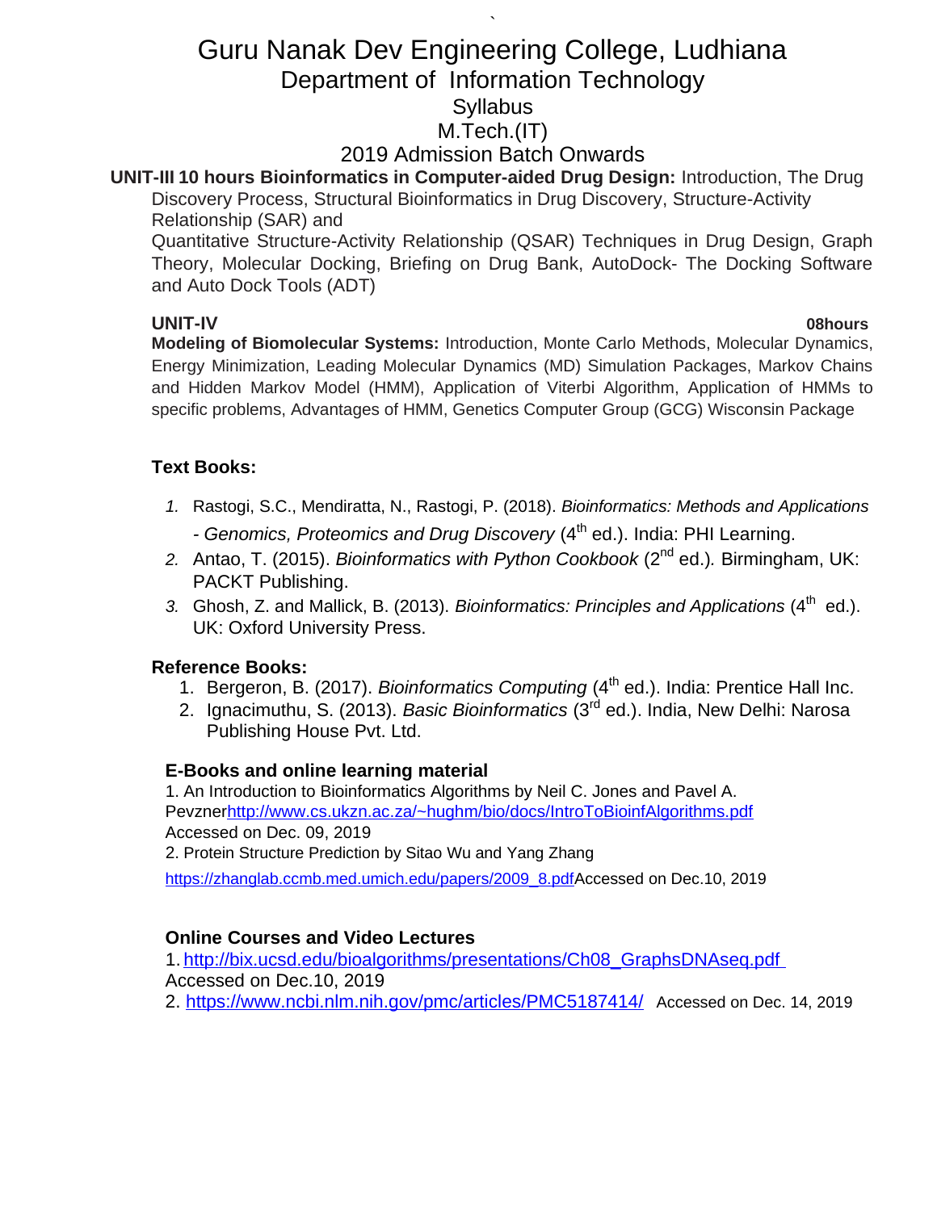# Guru Nanak Dev Engineering College, Ludhiana

## Department of Information Technology

### Syllabus

### M.Tech.(IT)

### 2019 Admission Batch Onwards

**UNIT-III 10 hours Bioinformatics in Computer-aided Drug Design:** Introduction, The Drug Discovery Process, Structural Bioinformatics in Drug Discovery, Structure-Activity Relationship (SAR) and Quantitative Structure-Activity Relationship (QSAR) Techniques in Drug Design, Graph Theory, Molecular Docking, Briefing on Drug Bank, AutoDock- The Docking Software and Auto Dock Tools (ADT)

**UNIT-IV** **08hours**

**Modeling of Biomolecular Systems:** Introduction, Monte Carlo Methods, Molecular Dynamics, Energy Minimization, Leading Molecular Dynamics (MD) Simulation Packages, Markov Chains and Hidden Markov Model (HMM), Application of Viterbi Algorithm, Application of HMMs to specific problems, Advantages of HMM, Genetics Computer Group (GCG) Wisconsin Package

**Text Books:**

1. Rastogi, S.C., Mendiratta, N., Rastogi, P. (2018). *Bioinformatics: Methods and Applications - Genomics, Proteomics and Drug Discovery* (4th ed.). India: PHI Learning.
2. Antao, T. (2015). *Bioinformatics with Python Cookbook* (2nd ed.)*.* Birmingham, UK: PACKT Publishing.
3. Ghosh, Z. and Mallick, B. (2013). *Bioinformatics: Principles and Applications* (4th ed.). UK: Oxford University Press.

**Reference Books:**

1. Bergeron, B. (2017). *Bioinformatics Computing* (4th ed.). India: Prentice Hall Inc.
2. Ignacimuthu, S. (2013). *Basic Bioinformatics* (3rd ed.). India, New Delhi: Narosa Publishing House Pvt. Ltd.

**E-Books and online learning material**

1. An Introduction to Bioinformatics Algorithms by Neil C. Jones and Pavel A. Pevznerhttp://www.cs.ukzn.ac.za/~hughm/bio/docs/IntroToBioinfAlgorithms.pdf Accessed on Dec. 09, 2019
2. Protein Structure Prediction by Sitao Wu and Yang Zhang https://zhanglab.ccmb.med.umich.edu/papers/2009_8.pdfAccessed on Dec.10, 2019

**Online Courses and Video Lectures**

1. http://bix.ucsd.edu/bioalgorithms/presentations/Ch08_GraphsDNAseq.pdf Accessed on Dec.10, 2019
2. https://www.ncbi.nlm.nih.gov/pmc/articles/PMC5187414/ Accessed on Dec. 14, 2019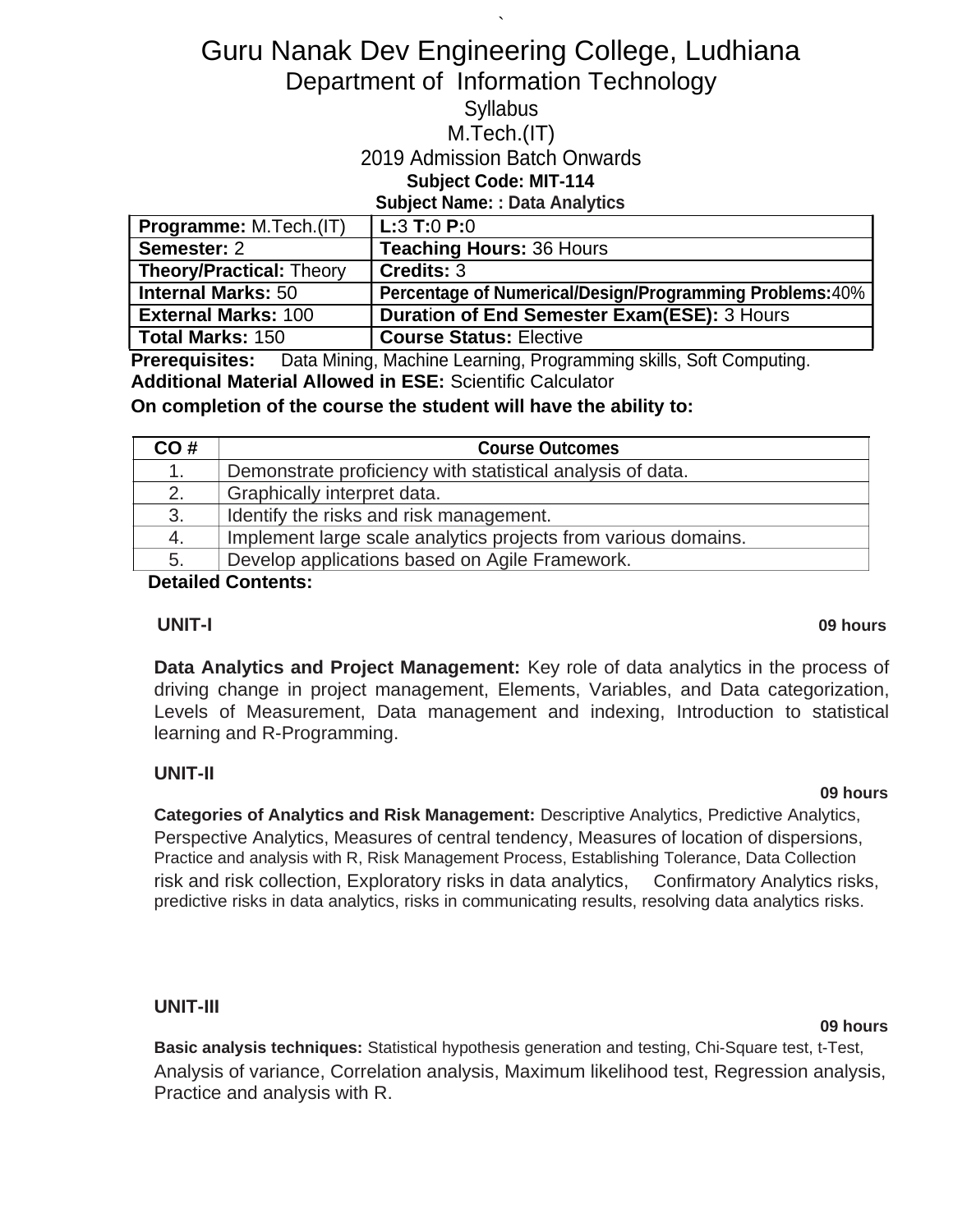# Guru Nanak Dev Engineering College, Ludhiana

## Department of Information Technology

Syllabus

M.Tech.(IT)

2019 Admission Batch Onwards

**Subject Code: MIT-114**

**Subject Name: : Data Analytics**

| **Programme:** M.Tech.(IT) | **L:**3 **T:**0 **P:**0 |
|---|---|
| **Semester:** 2 | **Teaching Hours:** 36 Hours |
| **Theory/Practical:** Theory | **Credits:** 3 |
| **Internal Marks:** 50 | **Percentage of Numerical/Design/Programming Problems:**40% |
| **External Marks:** 100 | **Duration of End Semester Exam(ESE):** 3 Hours |
| **Total Marks:** 150 | **Course Status:** Elective |

**Prerequisites:** Data Mining, Machine Learning, Programming skills, Soft Computing.

**Additional Material Allowed in ESE:** Scientific Calculator

**On completion of the course the student will have the ability to:**

| CO # | Course Outcomes |
|---|---|
| 1. | Demonstrate proficiency with statistical analysis of data. |
| 2. | Graphically interpret data. |
| 3. | Identify the risks and risk management. |
| 4. | Implement large scale analytics projects from various domains. |
| 5. | Develop applications based on Agile Framework. |

**Detailed Contents:**

**UNIT-I** **09 hours**

**Data Analytics and Project Management:** Key role of data analytics in the process of driving change in project management, Elements, Variables, and Data categorization, Levels of Measurement, Data management and indexing, Introduction to statistical learning and R-Programming.

**UNIT-II** **09 hours**

**Categories of Analytics and Risk Management:** Descriptive Analytics, Predictive Analytics, Perspective Analytics, Measures of central tendency, Measures of location of dispersions, Practice and analysis with R, Risk Management Process, Establishing Tolerance, Data Collection risk and risk collection, Exploratory risks in data analytics, Confirmatory Analytics risks, predictive risks in data analytics, risks in communicating results, resolving data analytics risks.

**UNIT-III** **09 hours**

**Basic analysis techniques:** Statistical hypothesis generation and testing, Chi-Square test, t-Test, Analysis of variance, Correlation analysis, Maximum likelihood test, Regression analysis, Practice and analysis with R.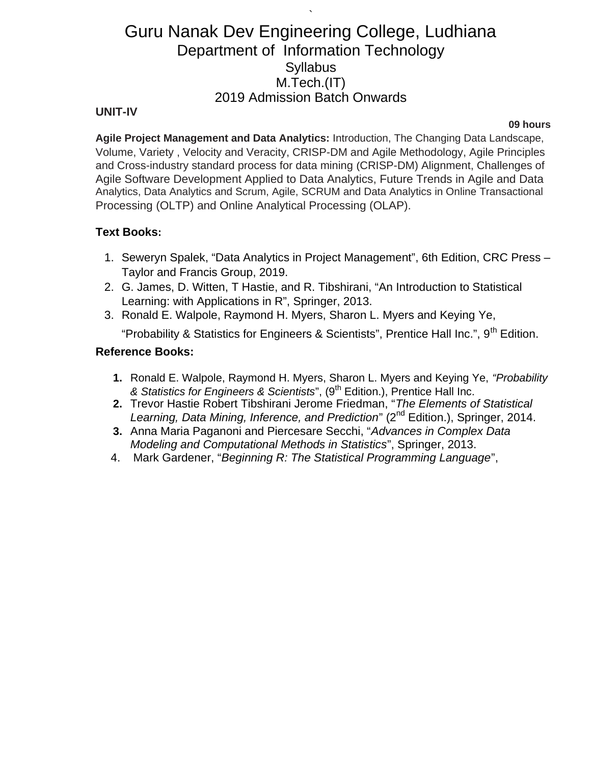**UNIT-IV**

**09 hours**

**Agile Project Management and Data Analytics:** Introduction, The Changing Data Landscape, Volume, Variety , Velocity and Veracity, CRISP-DM and Agile Methodology, Agile Principles and Cross-industry standard process for data mining (CRISP-DM) Alignment, Challenges of Agile Software Development Applied to Data Analytics, Future Trends in Agile and Data Analytics, Data Analytics and Scrum, Agile, SCRUM and Data Analytics in Online Transactional Processing (OLTP) and Online Analytical Processing (OLAP).

**Text Books:**

1. Seweryn Spalek, "Data Analytics in Project Management", 6th Edition, CRC Press – Taylor and Francis Group, 2019.
2. G. James, D. Witten, T Hastie, and R. Tibshirani, "An Introduction to Statistical Learning: with Applications in R", Springer, 2013.
3. Ronald E. Walpole, Raymond H. Myers, Sharon L. Myers and Keying Ye, "Probability & Statistics for Engineers & Scientists", Prentice Hall Inc.", 9th Edition.

**Reference Books:**

1. Ronald E. Walpole, Raymond H. Myers, Sharon L. Myers and Keying Ye, *"Probability & Statistics for Engineers & Scientists*", (9th Edition.), Prentice Hall Inc.
2. Trevor Hastie Robert Tibshirani Jerome Friedman, "*The Elements of Statistical Learning, Data Mining, Inference, and Prediction*" (2nd Edition.), Springer, 2014.
3. Anna Maria Paganoni and Piercesare Secchi, "*Advances in Complex Data Modeling and Computational Methods in Statistics*", Springer, 2013.
4. Mark Gardener, "*Beginning R: The Statistical Programming Language*",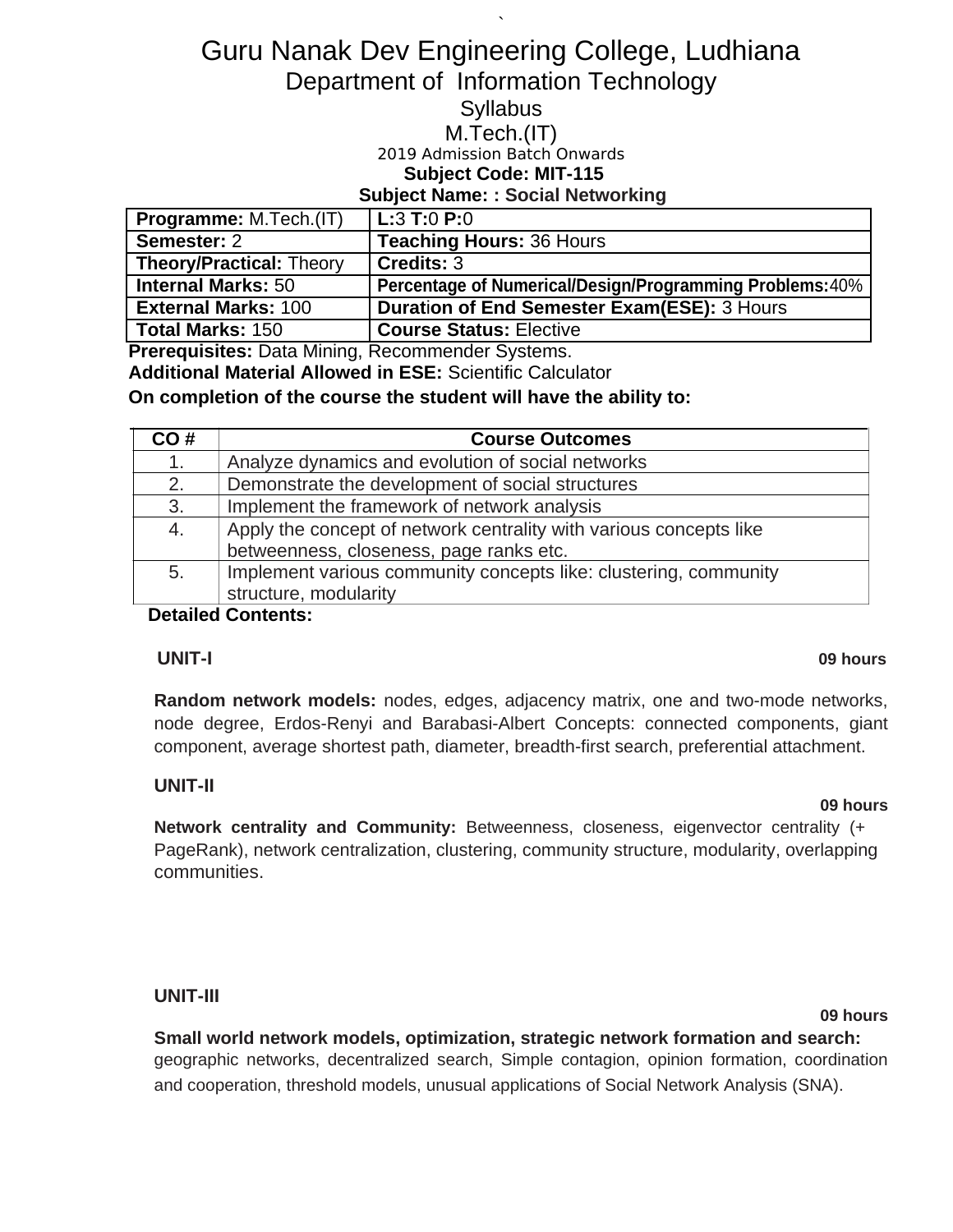# Guru Nanak Dev Engineering College, Ludhiana

## Department of Information Technology

### Syllabus

### M.Tech.(IT)

2019 Admission Batch Onwards

**Subject Code: MIT-115**

**Subject Name: : Social Networking**

| **Programme:** M.Tech.(IT) | **L:**3 **T:**0 **P:**0 |
|---|---|
| **Semester:** 2 | **Teaching Hours:** 36 Hours |
| **Theory/Practical:** Theory | **Credits:** 3 |
| **Internal Marks:** 50 | **Percentage of Numerical/Design/Programming Problems:**40% |
| **External Marks:** 100 | **Duration of End Semester Exam(ESE):** 3 Hours |
| **Total Marks:** 150 | **Course Status:** Elective |

**Prerequisites:** Data Mining, Recommender Systems.

**Additional Material Allowed in ESE:** Scientific Calculator

**On completion of the course the student will have the ability to:**

| CO # | Course Outcomes |
|---|---|
| 1. | Analyze dynamics and evolution of social networks |
| 2. | Demonstrate the development of social structures |
| 3. | Implement the framework of network analysis |
| 4. | Apply the concept of network centrality with various concepts like betweenness, closeness, page ranks etc. |
| 5. | Implement various community concepts like: clustering, community structure, modularity |

**Detailed Contents:**

**UNIT-I** **09 hours**

**Random network models:** nodes, edges, adjacency matrix, one and two-mode networks, node degree, Erdos-Renyi and Barabasi-Albert Concepts: connected components, giant component, average shortest path, diameter, breadth-first search, preferential attachment.

**UNIT-II** **09 hours**

**Network centrality and Community:** Betweenness, closeness, eigenvector centrality (+ PageRank), network centralization, clustering, community structure, modularity, overlapping communities.

**UNIT-III** **09 hours**

**Small world network models, optimization, strategic network formation and search:** geographic networks, decentralized search, Simple contagion, opinion formation, coordination and cooperation, threshold models, unusual applications of Social Network Analysis (SNA).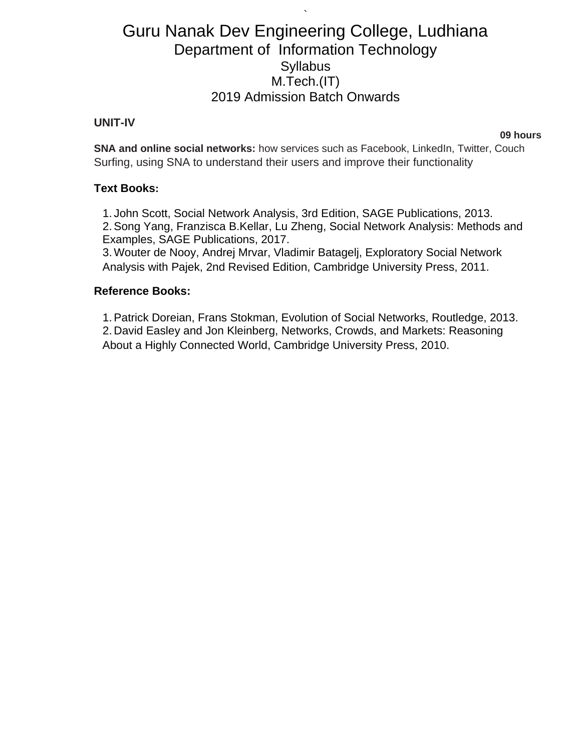**UNIT-IV**

**09 hours**

**SNA and online social networks:** how services such as Facebook, LinkedIn, Twitter, Couch Surfing, using SNA to understand their users and improve their functionality

**Text Books:**

1. John Scott, Social Network Analysis, 3rd Edition, SAGE Publications, 2013.
2. Song Yang, Franzisca B.Kellar, Lu Zheng, Social Network Analysis: Methods and Examples, SAGE Publications, 2017.
3. Wouter de Nooy, Andrej Mrvar, Vladimir Batagelj, Exploratory Social Network Analysis with Pajek, 2nd Revised Edition, Cambridge University Press, 2011.

**Reference Books:**

1. Patrick Doreian, Frans Stokman, Evolution of Social Networks, Routledge, 2013.
2. David Easley and Jon Kleinberg, Networks, Crowds, and Markets: Reasoning About a Highly Connected World, Cambridge University Press, 2010.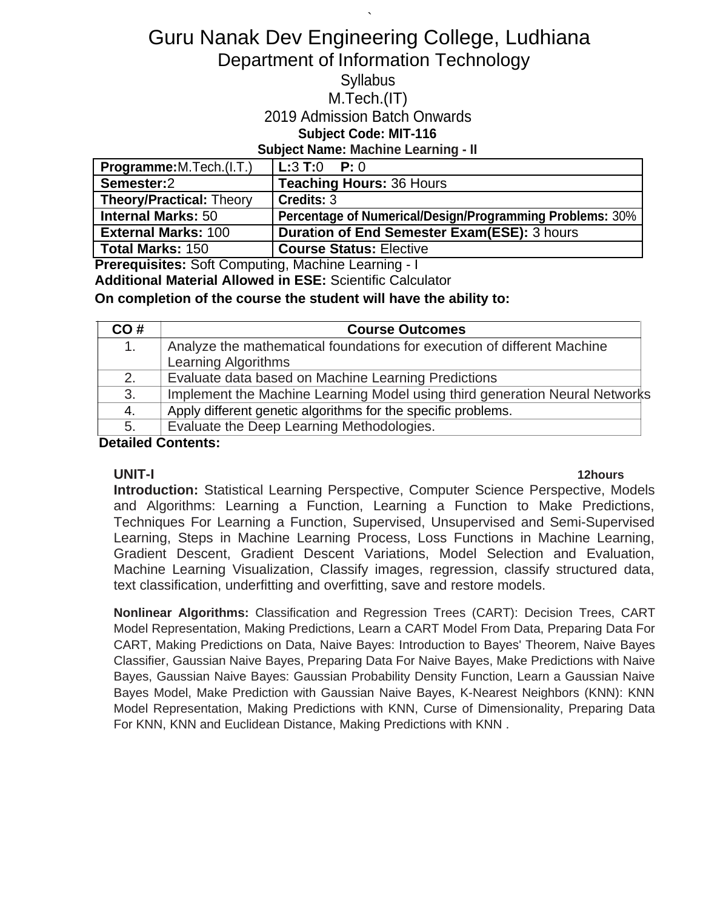# Guru Nanak Dev Engineering College, Ludhiana

## Department of Information Technology

Syllabus

M.Tech.(IT)

2019 Admission Batch Onwards

**Subject Code: MIT-116**

**Subject Name: Machine Learning - II**

| **Programme:** M.Tech.(I.T.) | **L:** 3 **T:** 0 **P:** 0 |
|---|---|
| **Semester:** 2 | **Teaching Hours:** 36 Hours |
| **Theory/Practical:** Theory | **Credits:** 3 |
| **Internal Marks:** 50 | **Percentage of Numerical/Design/Programming Problems:** 30% |
| **External Marks:** 100 | **Duration of End Semester Exam(ESE):** 3 hours |
| **Total Marks:** 150 | **Course Status:** Elective |

**Prerequisites:** Soft Computing, Machine Learning - I

**Additional Material Allowed in ESE:** Scientific Calculator

**On completion of the course the student will have the ability to:**

| CO # | Course Outcomes |
|---|---|
| 1. | Analyze the mathematical foundations for execution of different Machine Learning Algorithms |
| 2. | Evaluate data based on Machine Learning Predictions |
| 3. | Implement the Machine Learning Model using third generation Neural Networks |
| 4. | Apply different genetic algorithms for the specific problems. |
| 5. | Evaluate the Deep Learning Methodologies. |

**Detailed Contents:**

**UNIT-I** **12hours**

**Introduction:** Statistical Learning Perspective, Computer Science Perspective, Models and Algorithms: Learning a Function, Learning a Function to Make Predictions, Techniques For Learning a Function, Supervised, Unsupervised and Semi-Supervised Learning, Steps in Machine Learning Process, Loss Functions in Machine Learning, Gradient Descent, Gradient Descent Variations, Model Selection and Evaluation, Machine Learning Visualization, Classify images, regression, classify structured data, text classification, underfitting and overfitting, save and restore models.

**Nonlinear Algorithms:** Classification and Regression Trees (CART): Decision Trees, CART Model Representation, Making Predictions, Learn a CART Model From Data, Preparing Data For CART, Making Predictions on Data, Naive Bayes: Introduction to Bayes' Theorem, Naive Bayes Classifier, Gaussian Naive Bayes, Preparing Data For Naive Bayes, Make Predictions with Naive Bayes, Gaussian Naive Bayes: Gaussian Probability Density Function, Learn a Gaussian Naive Bayes Model, Make Prediction with Gaussian Naive Bayes, K-Nearest Neighbors (KNN): KNN Model Representation, Making Predictions with KNN, Curse of Dimensionality, Preparing Data For KNN, KNN and Euclidean Distance, Making Predictions with KNN .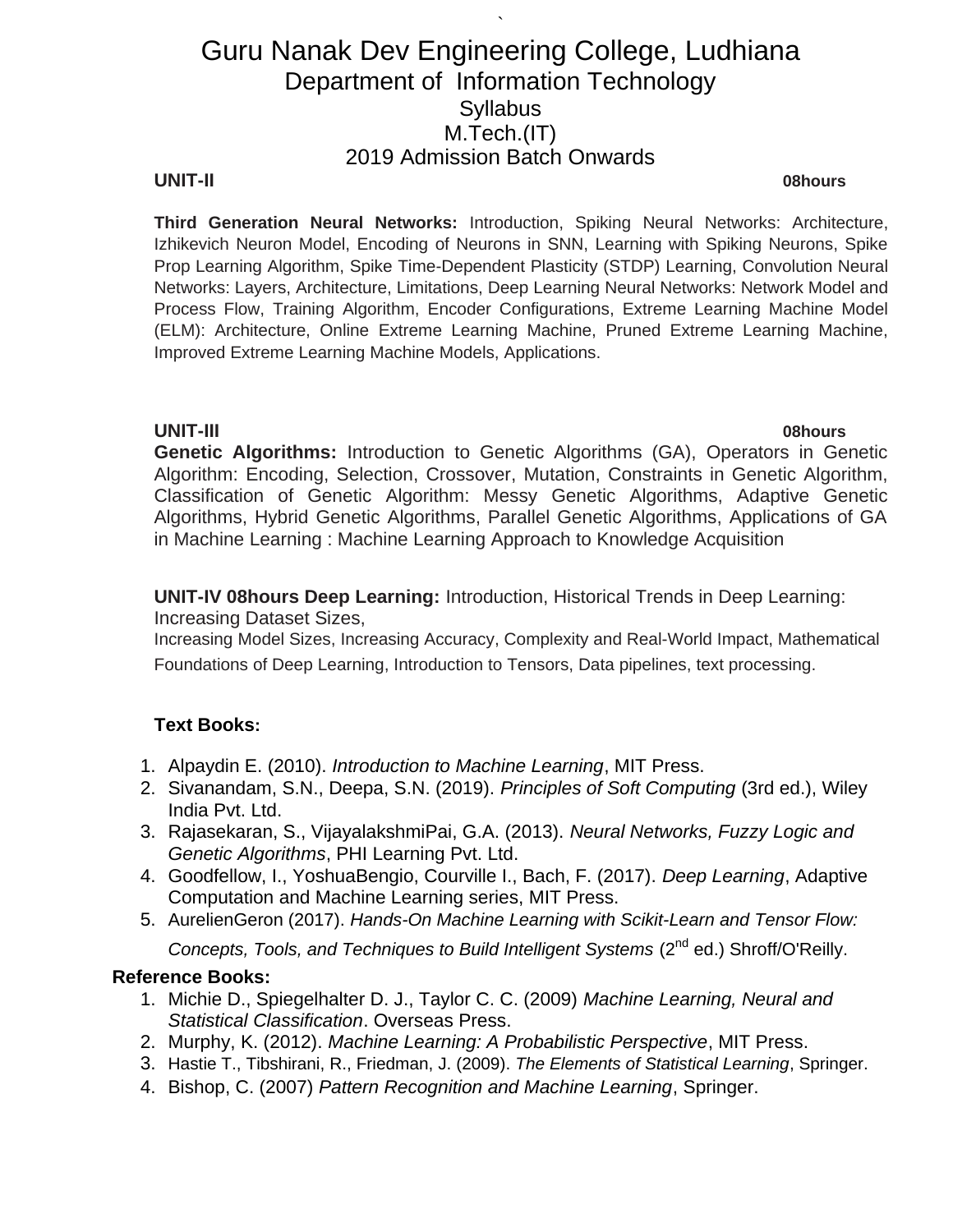# Guru Nanak Dev Engineering College, Ludhiana
## Department of Information Technology
### Syllabus
### M.Tech.(IT)
### 2019 Admission Batch Onwards

**UNIT-II** **08hours**

**Third Generation Neural Networks:** Introduction, Spiking Neural Networks: Architecture, Izhikevich Neuron Model, Encoding of Neurons in SNN, Learning with Spiking Neurons, Spike Prop Learning Algorithm, Spike Time-Dependent Plasticity (STDP) Learning, Convolution Neural Networks: Layers, Architecture, Limitations, Deep Learning Neural Networks: Network Model and Process Flow, Training Algorithm, Encoder Configurations, Extreme Learning Machine Model (ELM): Architecture, Online Extreme Learning Machine, Pruned Extreme Learning Machine, Improved Extreme Learning Machine Models, Applications.

**UNIT-III** **08hours**

**Genetic Algorithms:** Introduction to Genetic Algorithms (GA), Operators in Genetic Algorithm: Encoding, Selection, Crossover, Mutation, Constraints in Genetic Algorithm, Classification of Genetic Algorithm: Messy Genetic Algorithms, Adaptive Genetic Algorithms, Hybrid Genetic Algorithms, Parallel Genetic Algorithms, Applications of GA in Machine Learning : Machine Learning Approach to Knowledge Acquisition

**UNIT-IV 08hours Deep Learning:** Introduction, Historical Trends in Deep Learning: Increasing Dataset Sizes, Increasing Model Sizes, Increasing Accuracy, Complexity and Real-World Impact, Mathematical Foundations of Deep Learning, Introduction to Tensors, Data pipelines, text processing.

**Text Books:**

1. Alpaydin E. (2010). *Introduction to Machine Learning*, MIT Press.
2. Sivanandam, S.N., Deepa, S.N. (2019). *Principles of Soft Computing* (3rd ed.), Wiley India Pvt. Ltd.
3. Rajasekaran, S., VijayalakshmiPai, G.A. (2013). *Neural Networks, Fuzzy Logic and Genetic Algorithms*, PHI Learning Pvt. Ltd.
4. Goodfellow, I., YoshuaBengio, Courville I., Bach, F. (2017). *Deep Learning*, Adaptive Computation and Machine Learning series, MIT Press.
5. AurelienGeron (2017). *Hands-On Machine Learning with Scikit-Learn and Tensor Flow: Concepts, Tools, and Techniques to Build Intelligent Systems* (2nd ed.) Shroff/O'Reilly.

**Reference Books:**

1. Michie D., Spiegelhalter D. J., Taylor C. C. (2009) *Machine Learning, Neural and Statistical Classification*. Overseas Press.
2. Murphy, K. (2012). *Machine Learning: A Probabilistic Perspective*, MIT Press.
3. Hastie T., Tibshirani, R., Friedman, J. (2009). *The Elements of Statistical Learning*, Springer.
4. Bishop, C. (2007) *Pattern Recognition and Machine Learning*, Springer.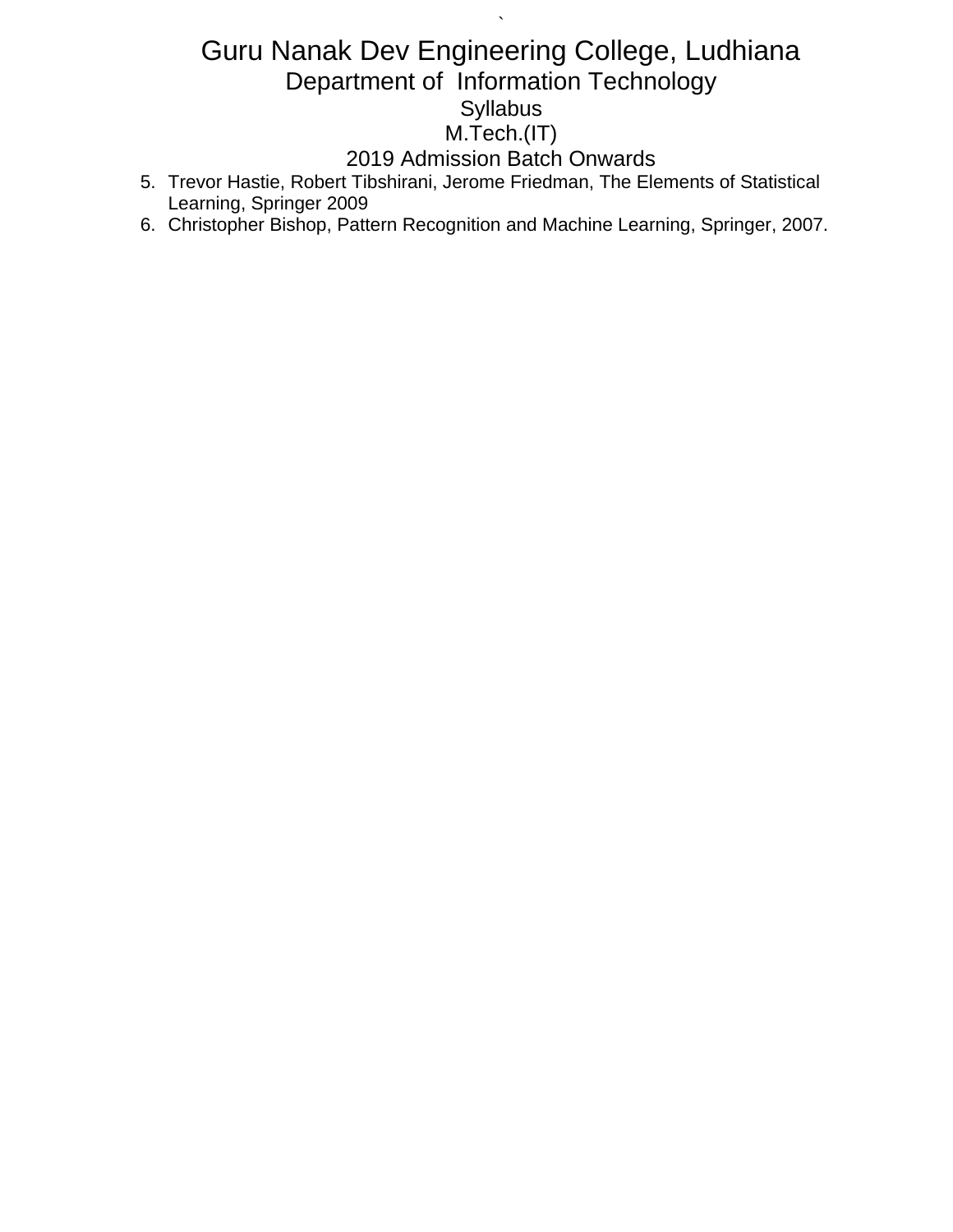5. Trevor Hastie, Robert Tibshirani, Jerome Friedman, The Elements of Statistical Learning, Springer 2009
6. Christopher Bishop, Pattern Recognition and Machine Learning, Springer, 2007.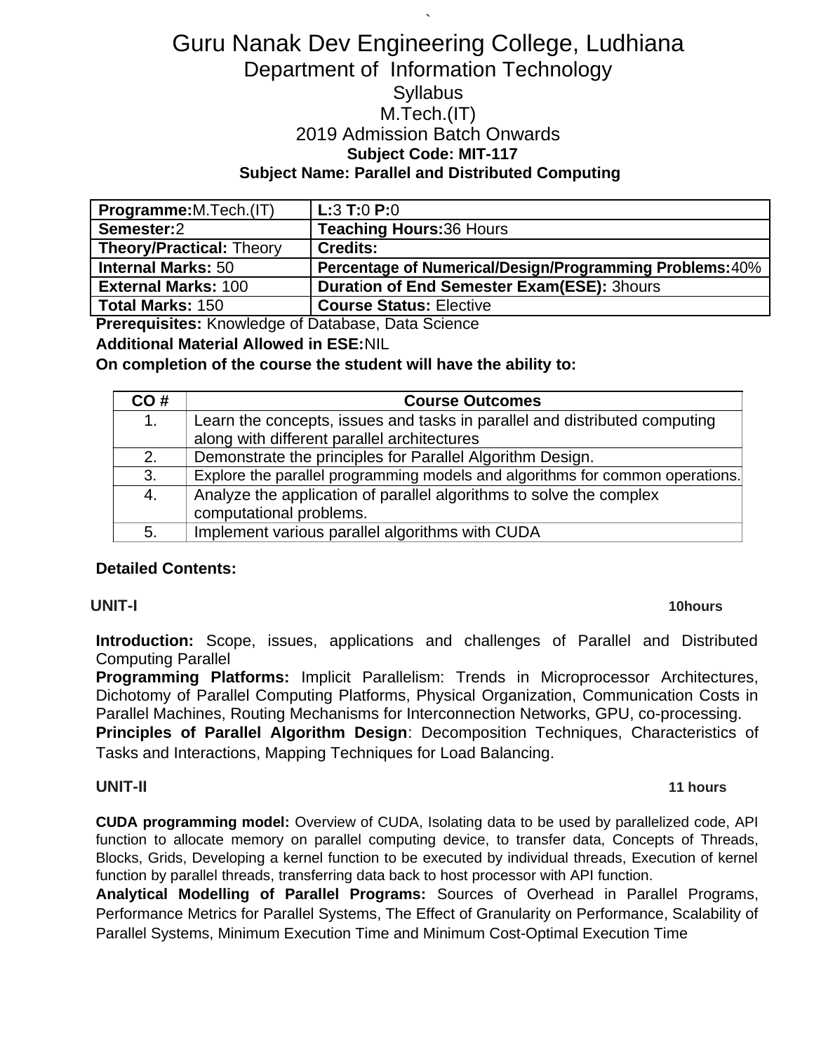# Guru Nanak Dev Engineering College, Ludhiana

## Department of Information Technology

### Syllabus

### M.Tech.(IT)

### 2019 Admission Batch Onwards

**Subject Code: MIT-117**

**Subject Name: Parallel and Distributed Computing**

| **Programme:**M.Tech.(IT) | **L:**3 **T:**0 **P:**0 |
|---|---|
| **Semester:**2 | **Teaching Hours:**36 Hours |
| **Theory/Practical:** Theory | **Credits:** |
| **Internal Marks:** 50 | **Percentage of Numerical/Design/Programming Problems:**40% |
| **External Marks:** 100 | **Duration of End Semester Exam(ESE):** 3hours |
| **Total Marks:** 150 | **Course Status:** Elective |

**Prerequisites:** Knowledge of Database, Data Science

**Additional Material Allowed in ESE:**NIL

**On completion of the course the student will have the ability to:**

| CO # | Course Outcomes |
|---|---|
| 1. | Learn the concepts, issues and tasks in parallel and distributed computing along with different parallel architectures |
| 2. | Demonstrate the principles for Parallel Algorithm Design. |
| 3. | Explore the parallel programming models and algorithms for common operations. |
| 4. | Analyze the application of parallel algorithms to solve the complex computational problems. |
| 5. | Implement various parallel algorithms with CUDA |

**Detailed Contents:**

**UNIT-I** **10hours**

**Introduction:** Scope, issues, applications and challenges of Parallel and Distributed Computing Parallel

**Programming Platforms:** Implicit Parallelism: Trends in Microprocessor Architectures, Dichotomy of Parallel Computing Platforms, Physical Organization, Communication Costs in Parallel Machines, Routing Mechanisms for Interconnection Networks, GPU, co-processing.

**Principles of Parallel Algorithm Design**: Decomposition Techniques, Characteristics of Tasks and Interactions, Mapping Techniques for Load Balancing.

**UNIT-II** **11 hours**

**CUDA programming model:** Overview of CUDA, Isolating data to be used by parallelized code, API function to allocate memory on parallel computing device, to transfer data, Concepts of Threads, Blocks, Grids, Developing a kernel function to be executed by individual threads, Execution of kernel function by parallel threads, transferring data back to host processor with API function.

**Analytical Modelling of Parallel Programs:** Sources of Overhead in Parallel Programs, Performance Metrics for Parallel Systems, The Effect of Granularity on Performance, Scalability of Parallel Systems, Minimum Execution Time and Minimum Cost-Optimal Execution Time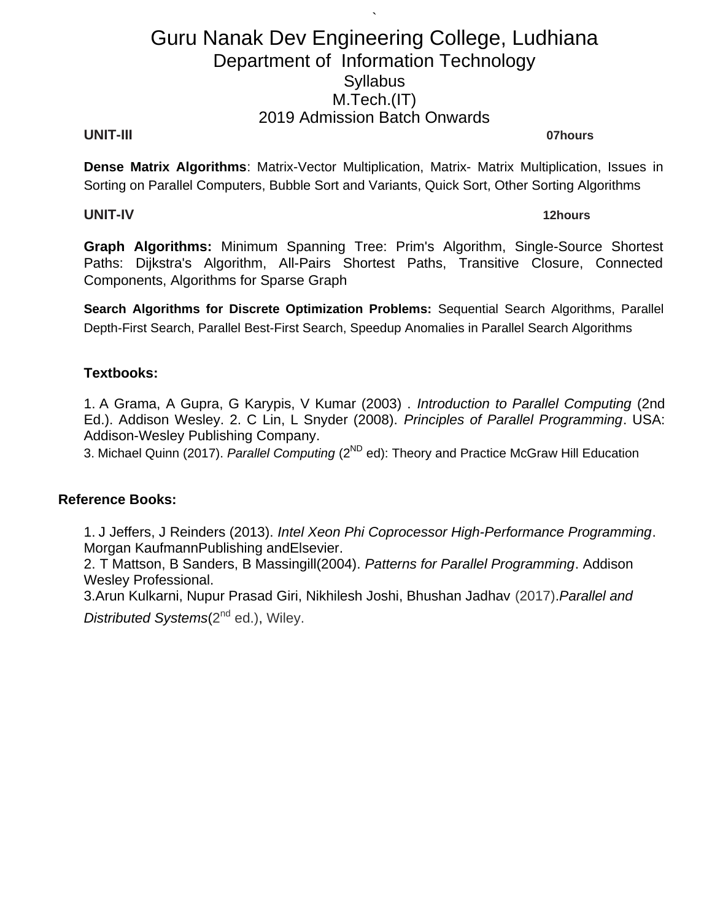# Guru Nanak Dev Engineering College, Ludhiana

## Department of Information Technology

### Syllabus

### M.Tech.(IT)

### 2019 Admission Batch Onwards

**UNIT-III** **07hours**

**Dense Matrix Algorithms**: Matrix-Vector Multiplication, Matrix- Matrix Multiplication, Issues in Sorting on Parallel Computers, Bubble Sort and Variants, Quick Sort, Other Sorting Algorithms

**UNIT-IV** **12hours**

**Graph Algorithms:** Minimum Spanning Tree: Prim's Algorithm, Single-Source Shortest Paths: Dijkstra's Algorithm, All-Pairs Shortest Paths, Transitive Closure, Connected Components, Algorithms for Sparse Graph

**Search Algorithms for Discrete Optimization Problems:** Sequential Search Algorithms, Parallel Depth-First Search, Parallel Best-First Search, Speedup Anomalies in Parallel Search Algorithms

**Textbooks:**

1. A Grama, A Gupra, G Karypis, V Kumar (2003) . *Introduction to Parallel Computing* (2nd Ed.). Addison Wesley. 2. C Lin, L Snyder (2008). *Principles of Parallel Programming*. USA: Addison-Wesley Publishing Company.
3. Michael Quinn (2017). *Parallel Computing* (2ND ed): Theory and Practice McGraw Hill Education

**Reference Books:**

1. J Jeffers, J Reinders (2013). *Intel Xeon Phi Coprocessor High-Performance Programming*. Morgan KaufmannPublishing andElsevier.
2. T Mattson, B Sanders, B Massingill(2004). *Patterns for Parallel Programming*. Addison Wesley Professional.
3.Arun Kulkarni, Nupur Prasad Giri, Nikhilesh Joshi, Bhushan Jadhav (2017).*Parallel and Distributed Systems*(2nd ed.), Wiley.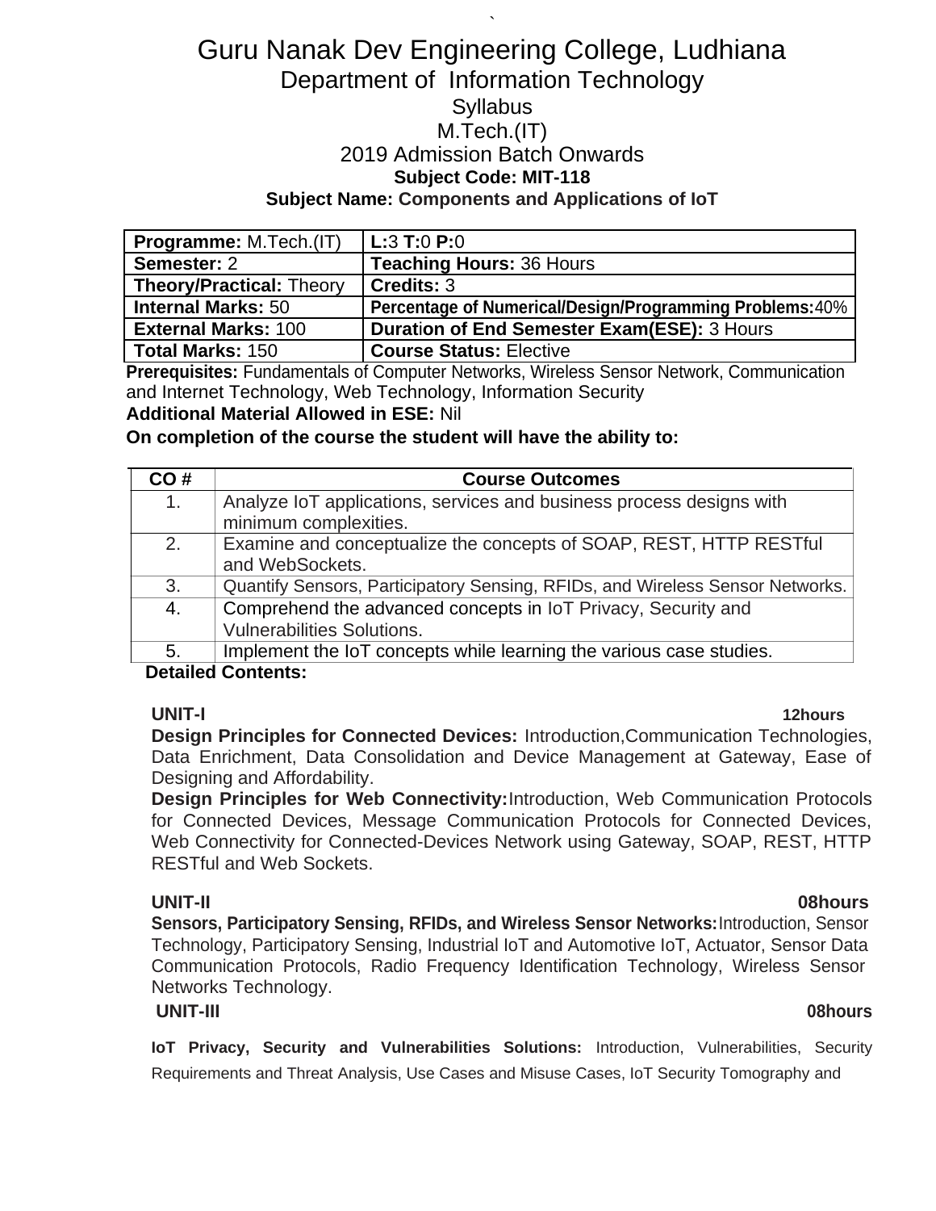# Guru Nanak Dev Engineering College, Ludhiana

## Department of Information Technology

### Syllabus

### M.Tech.(IT)

### 2019 Admission Batch Onwards

**Subject Code: MIT-118**

**Subject Name: Components and Applications of IoT**

| **Programme:** M.Tech.(IT) | **L:**3 **T:**0 **P:**0 |
|---|---|
| **Semester:** 2 | **Teaching Hours:** 36 Hours |
| **Theory/Practical:** Theory | **Credits:** 3 |
| **Internal Marks:** 50 | **Percentage of Numerical/Design/Programming Problems:**40% |
| **External Marks:** 100 | **Duration of End Semester Exam(ESE):** 3 Hours |
| **Total Marks:** 150 | **Course Status:** Elective |

**Prerequisites:** Fundamentals of Computer Networks, Wireless Sensor Network, Communication and Internet Technology, Web Technology, Information Security

**Additional Material Allowed in ESE:** Nil

**On completion of the course the student will have the ability to:**

| CO # | Course Outcomes |
|---|---|
| 1. | Analyze IoT applications, services and business process designs with minimum complexities. |
| 2. | Examine and conceptualize the concepts of SOAP, REST, HTTP RESTful and WebSockets. |
| 3. | Quantify Sensors, Participatory Sensing, RFIDs, and Wireless Sensor Networks. |
| 4. | Comprehend the advanced concepts in IoT Privacy, Security and Vulnerabilities Solutions. |
| 5. | Implement the IoT concepts while learning the various case studies. |

**Detailed Contents:**

**UNIT-I** **12hours**

**Design Principles for Connected Devices:** Introduction,Communication Technologies, Data Enrichment, Data Consolidation and Device Management at Gateway, Ease of Designing and Affordability.

**Design Principles for Web Connectivity:**Introduction, Web Communication Protocols for Connected Devices, Message Communication Protocols for Connected Devices, Web Connectivity for Connected-Devices Network using Gateway, SOAP, REST, HTTP RESTful and Web Sockets.

**UNIT-II** **08hours**

**Sensors, Participatory Sensing, RFIDs, and Wireless Sensor Networks:**Introduction, Sensor Technology, Participatory Sensing, Industrial IoT and Automotive IoT, Actuator, Sensor Data Communication Protocols, Radio Frequency Identification Technology, Wireless Sensor Networks Technology.

**UNIT-III** **08hours**

**IoT Privacy, Security and Vulnerabilities Solutions:** Introduction, Vulnerabilities, Security Requirements and Threat Analysis, Use Cases and Misuse Cases, IoT Security Tomography and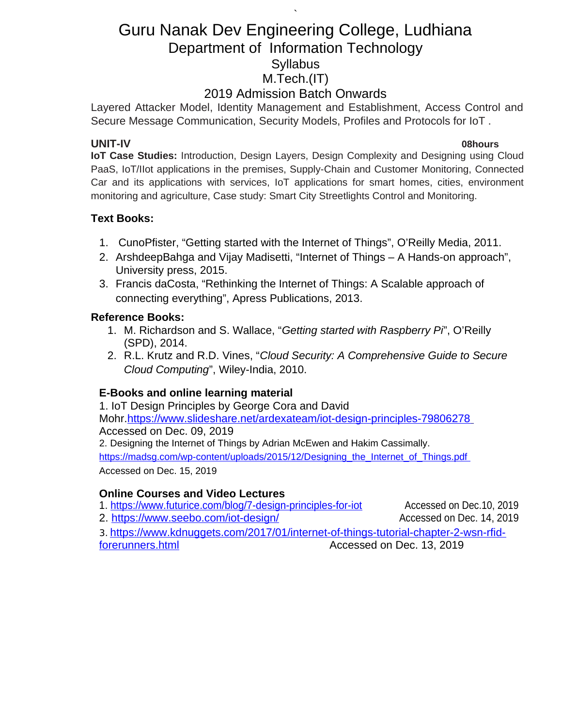Layered Attacker Model, Identity Management and Establishment, Access Control and Secure Message Communication, Security Models, Profiles and Protocols for IoT .

**UNIT-IV** **08hours**

**IoT Case Studies:** Introduction, Design Layers, Design Complexity and Designing using Cloud PaaS, IoT/IIot applications in the premises, Supply-Chain and Customer Monitoring, Connected Car and its applications with services, IoT applications for smart homes, cities, environment monitoring and agriculture, Case study: Smart City Streetlights Control and Monitoring.

**Text Books:**

1. CunoPfister, "Getting started with the Internet of Things", O'Reilly Media, 2011.
2. ArshdeepBahga and Vijay Madisetti, "Internet of Things – A Hands-on approach", University press, 2015.
3. Francis daCosta, "Rethinking the Internet of Things: A Scalable approach of connecting everything", Apress Publications, 2013.

**Reference Books:**

1. M. Richardson and S. Wallace, "*Getting started with Raspberry Pi*", O'Reilly (SPD), 2014.
2. R.L. Krutz and R.D. Vines, "*Cloud Security: A Comprehensive Guide to Secure Cloud Computing*", Wiley-India, 2010.

**E-Books and online learning material**

1. IoT Design Principles by George Cora and David Mohr.https://www.slideshare.net/ardexateam/iot-design-principles-79806278 Accessed on Dec. 09, 2019
2. Designing the Internet of Things by Adrian McEwen and Hakim Cassimally. https://madsg.com/wp-content/uploads/2015/12/Designing_the_Internet_of_Things.pdf Accessed on Dec. 15, 2019

**Online Courses and Video Lectures**

1. https://www.futurice.com/blog/7-design-principles-for-iot Accessed on Dec.10, 2019
2. https://www.seebo.com/iot-design/ Accessed on Dec. 14, 2019
3. https://www.kdnuggets.com/2017/01/internet-of-things-tutorial-chapter-2-wsn-rfid-forerunners.html Accessed on Dec. 13, 2019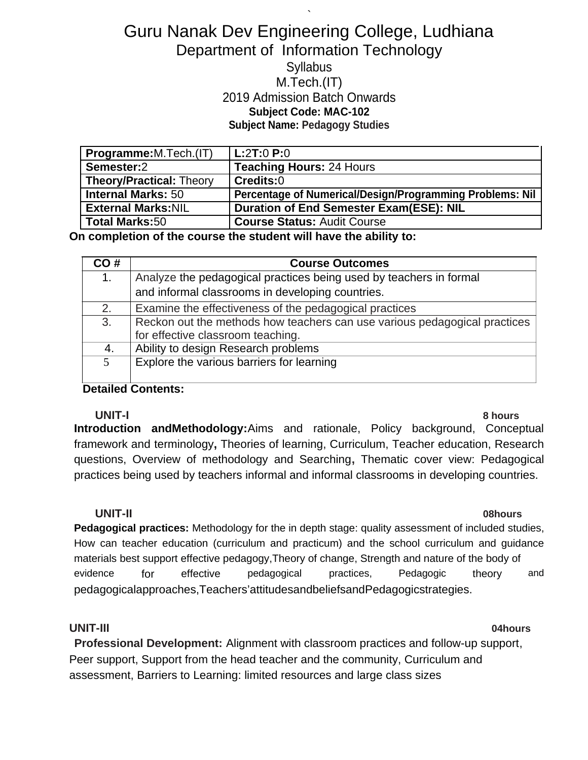# Guru Nanak Dev Engineering College, Ludhiana

## Department of Information Technology

Syllabus

M.Tech.(IT)

2019 Admission Batch Onwards

**Subject Code: MAC-102**

**Subject Name: Pedagogy Studies**

| **Programme:**M.Tech.(IT) | **L:**2**T:**0 **P:**0 |
|---|---|
| **Semester:**2 | **Teaching Hours:** 24 Hours |
| **Theory/Practical:** Theory | **Credits:**0 |
| **Internal Marks:** 50 | **Percentage of Numerical/Design/Programming Problems: Nil** |
| **External Marks:**NIL | **Duration of End Semester Exam(ESE): NIL** |
| **Total Marks:**50 | **Course Status:** Audit Course |

**On completion of the course the student will have the ability to:**

| CO # | Course Outcomes |
|---|---|
| 1. | Analyze the pedagogical practices being used by teachers in formal and informal classrooms in developing countries. |
| 2. | Examine the effectiveness of the pedagogical practices |
| 3. | Reckon out the methods how teachers can use various pedagogical practices for effective classroom teaching. |
| 4. | Ability to design Research problems |
| 5 | Explore the various barriers for learning |

**Detailed Contents:**

**UNIT-I** **8 hours**

**Introduction andMethodology:**Aims and rationale, Policy background, Conceptual framework and terminology**,** Theories of learning, Curriculum, Teacher education, Research questions, Overview of methodology and Searching**,** Thematic cover view: Pedagogical practices being used by teachers informal and informal classrooms in developing countries.

**UNIT-II** **08hours**

**Pedagogical practices:** Methodology for the in depth stage: quality assessment of included studies, How can teacher education (curriculum and practicum) and the school curriculum and guidance materials best support effective pedagogy,Theory of change, Strength and nature of the body of evidence for effective pedagogical practices, Pedagogic theory and pedagogicalapproaches,Teachers'attitudesandbeliefsandPedagogicstrategies.

**UNIT-III** **04hours**

**Professional Development:** Alignment with classroom practices and follow-up support, Peer support, Support from the head teacher and the community, Curriculum and assessment, Barriers to Learning: limited resources and large class sizes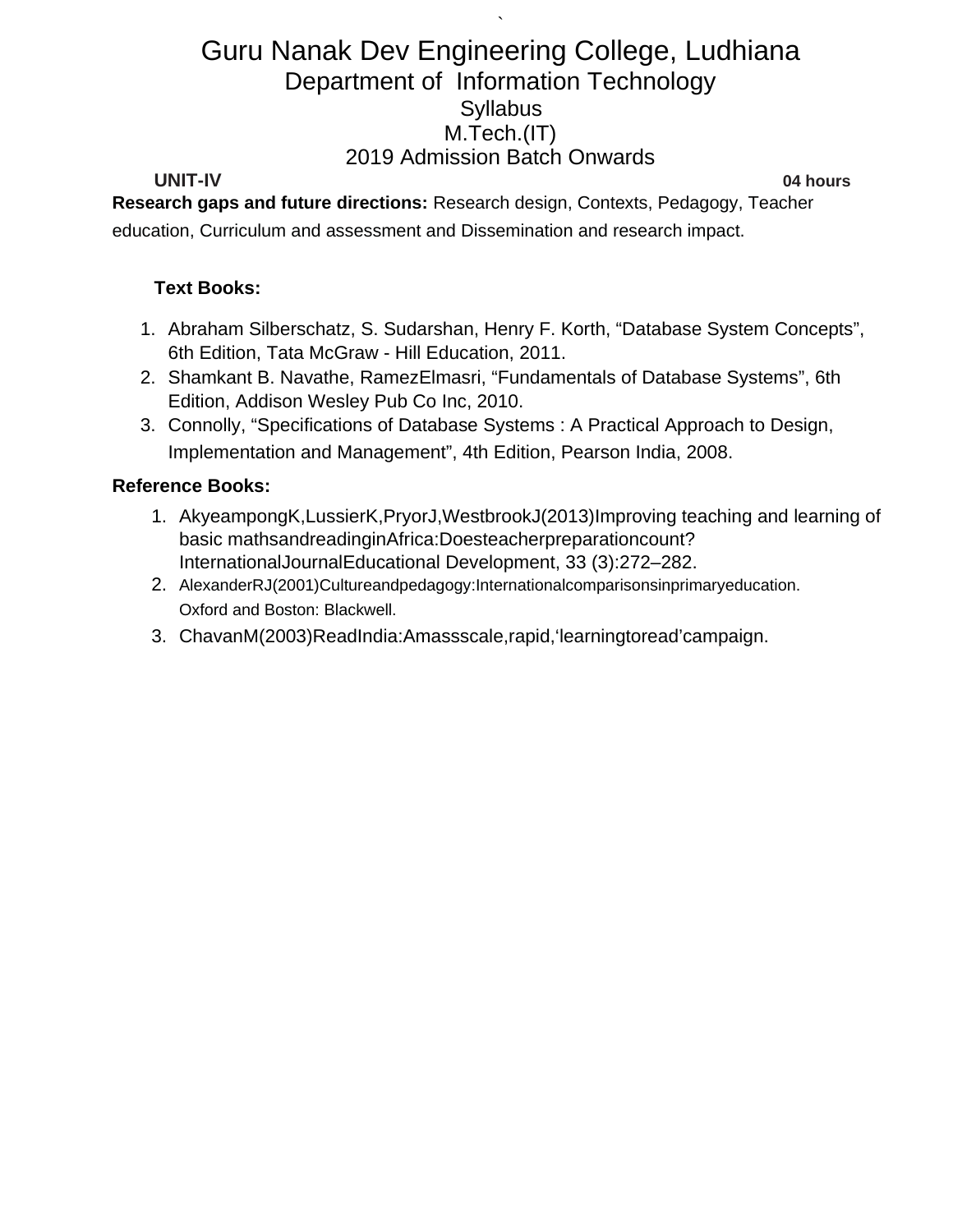# Guru Nanak Dev Engineering College, Ludhiana

## Department of Information Technology

### Syllabus

### M.Tech.(IT)

### 2019 Admission Batch Onwards

**UNIT-IV** **04 hours**

**Research gaps and future directions:** Research design, Contexts, Pedagogy, Teacher education, Curriculum and assessment and Dissemination and research impact.

**Text Books:**

1. Abraham Silberschatz, S. Sudarshan, Henry F. Korth, "Database System Concepts", 6th Edition, Tata McGraw - Hill Education, 2011.
2. Shamkant B. Navathe, RamezElmasri, "Fundamentals of Database Systems", 6th Edition, Addison Wesley Pub Co Inc, 2010.
3. Connolly, "Specifications of Database Systems : A Practical Approach to Design, Implementation and Management", 4th Edition, Pearson India, 2008.

**Reference Books:**

1. AkyeampongK,LussierK,PryorJ,WestbrookJ(2013)Improving teaching and learning of basic mathsandreadinginAfrica:Doesteacherpreparationcount? InternationalJournalEducational Development, 33 (3):272–282.
2. AlexanderRJ(2001)Cultureandpedagogy:Internationalcomparisonsinprimaryeducation. Oxford and Boston: Blackwell.
3. ChavanM(2003)ReadIndia:Amassscale,rapid,'learningtoread'campaign.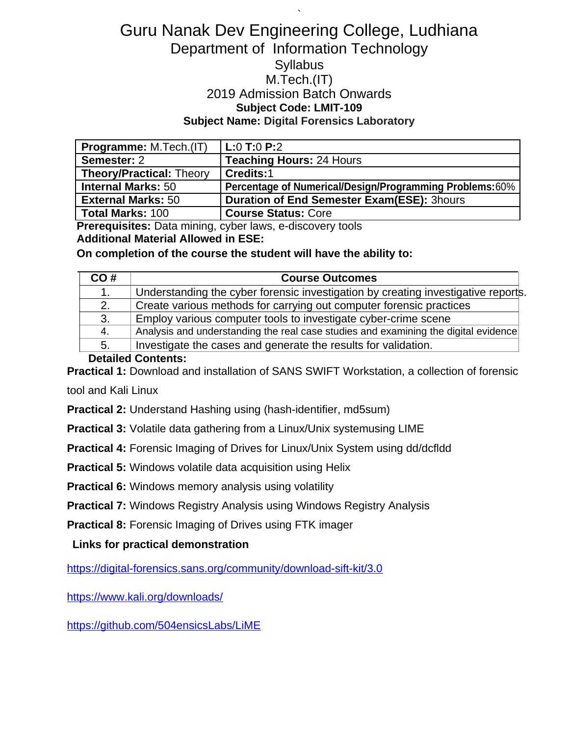# Guru Nanak Dev Engineering College, Ludhiana

## Department of Information Technology

Syllabus

M.Tech.(IT)

2019 Admission Batch Onwards

**Subject Code: LMIT-109**

**Subject Name: Digital Forensics Laboratory**

| | |
|---|---|
| **Programme:** M.Tech.(IT) | **L:**0 **T:**0 **P:**2 |
| **Semester:** 2 | **Teaching Hours:** 24 Hours |
| **Theory/Practical:** Theory | **Credits:**1 |
| **Internal Marks:** 50 | **Percentage of Numerical/Design/Programming Problems:**60% |
| **External Marks:** 50 | **Duration of End Semester Exam(ESE):** 3hours |
| **Total Marks:** 100 | **Course Status:** Core |

**Prerequisites:** Data mining, cyber laws, e-discovery tools

**Additional Material Allowed in ESE:**

**On completion of the course the student will have the ability to:**

| CO # | Course Outcomes |
|---|---|
| 1. | Understanding the cyber forensic investigation by creating investigative reports. |
| 2. | Create various methods for carrying out computer forensic practices |
| 3. | Employ various computer tools to investigate cyber-crime scene |
| 4. | Analysis and understanding the real case studies and examining the digital evidence |
| 5. | Investigate the cases and generate the results for validation. |

**Detailed Contents:**

**Practical 1:** Download and installation of SANS SWIFT Workstation, a collection of forensic tool and Kali Linux

**Practical 2:** Understand Hashing using (hash-identifier, md5sum)

**Practical 3:** Volatile data gathering from a Linux/Unix systemusing LIME

**Practical 4:** Forensic Imaging of Drives for Linux/Unix System using dd/dcfldd

**Practical 5:** Windows volatile data acquisition using Helix

**Practical 6:** Windows memory analysis using volatility

**Practical 7:** Windows Registry Analysis using Windows Registry Analysis

**Practical 8:** Forensic Imaging of Drives using FTK imager

**Links for practical demonstration**

https://digital-forensics.sans.org/community/download-sift-kit/3.0

https://www.kali.org/downloads/

https://github.com/504ensicsLabs/LiME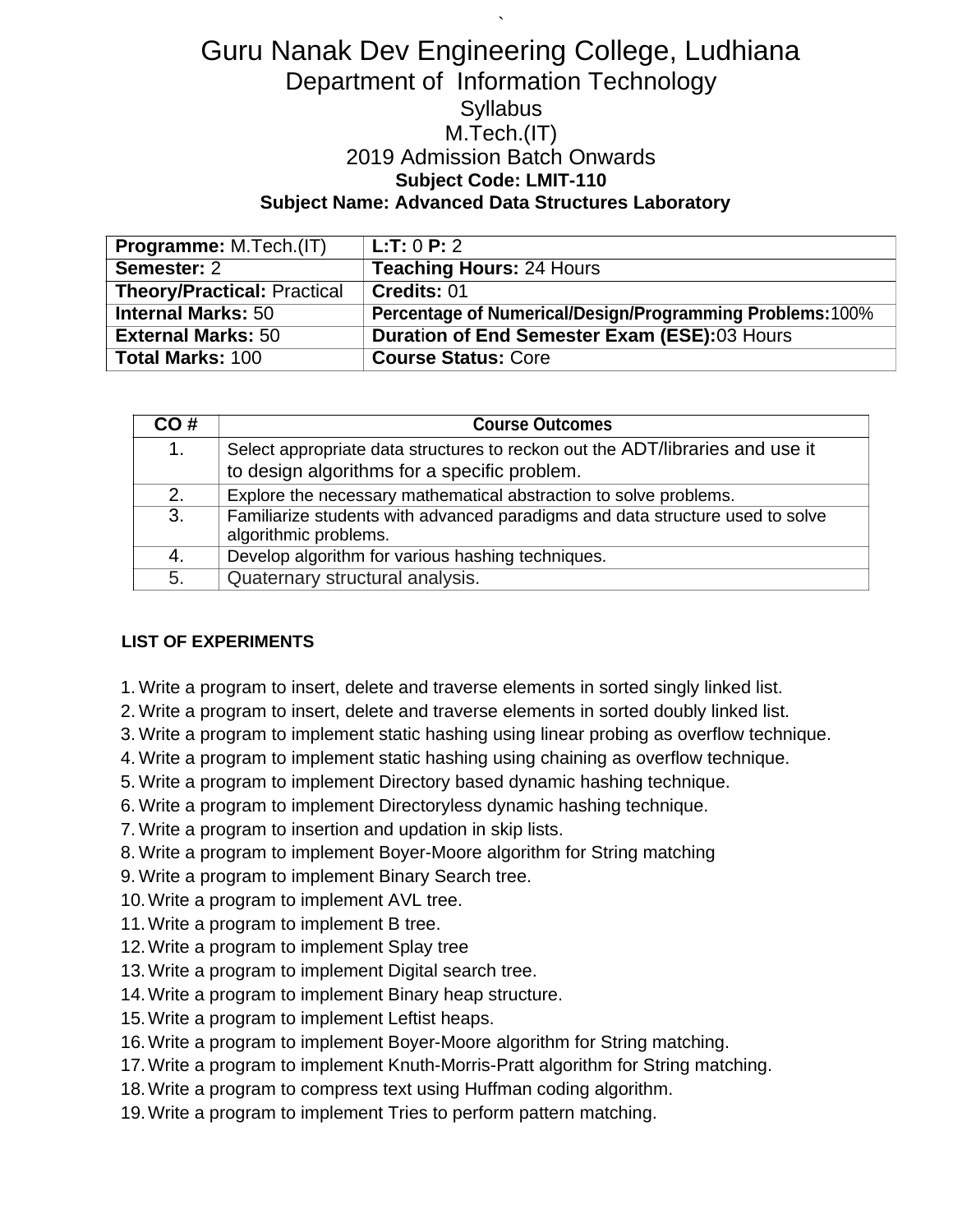# Guru Nanak Dev Engineering College, Ludhiana

## Department of Information Technology

### Syllabus

### M.Tech.(IT)

### 2019 Admission Batch Onwards

**Subject Code: LMIT-110**

**Subject Name: Advanced Data Structures Laboratory**

| **Programme:** M.Tech.(IT) | **L:T:** 0 **P:** 2 |
|---|---|
| **Semester:** 2 | **Teaching Hours:** 24 Hours |
| **Theory/Practical:** Practical | **Credits:** 01 |
| **Internal Marks:** 50 | **Percentage of Numerical/Design/Programming Problems:**100% |
| **External Marks:** 50 | **Duration of End Semester Exam (ESE):**03 Hours |
| **Total Marks:** 100 | **Course Status:** Core |

| CO # | Course Outcomes |
|---|---|
| 1. | Select appropriate data structures to reckon out the ADT/libraries and use it to design algorithms for a specific problem. |
| 2. | Explore the necessary mathematical abstraction to solve problems. |
| 3. | Familiarize students with advanced paradigms and data structure used to solve algorithmic problems. |
| 4. | Develop algorithm for various hashing techniques. |
| 5. | Quaternary structural analysis. |

**LIST OF EXPERIMENTS**

1. Write a program to insert, delete and traverse elements in sorted singly linked list.
2. Write a program to insert, delete and traverse elements in sorted doubly linked list.
3. Write a program to implement static hashing using linear probing as overflow technique.
4. Write a program to implement static hashing using chaining as overflow technique.
5. Write a program to implement Directory based dynamic hashing technique.
6. Write a program to implement Directoryless dynamic hashing technique.
7. Write a program to insertion and updation in skip lists.
8. Write a program to implement Boyer-Moore algorithm for String matching
9. Write a program to implement Binary Search tree.
10. Write a program to implement AVL tree.
11. Write a program to implement B tree.
12. Write a program to implement Splay tree
13. Write a program to implement Digital search tree.
14. Write a program to implement Binary heap structure.
15. Write a program to implement Leftist heaps.
16. Write a program to implement Boyer-Moore algorithm for String matching.
17. Write a program to implement Knuth-Morris-Pratt algorithm for String matching.
18. Write a program to compress text using Huffman coding algorithm.
19. Write a program to implement Tries to perform pattern matching.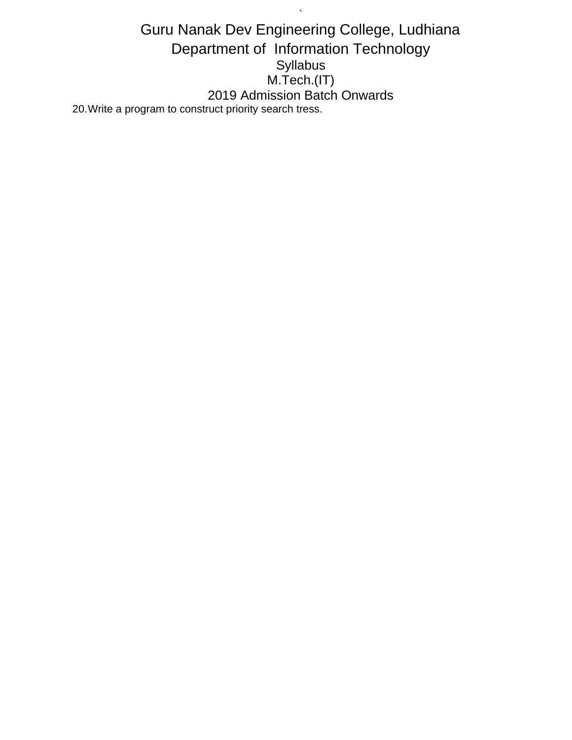20. Write a program to construct priority search tress.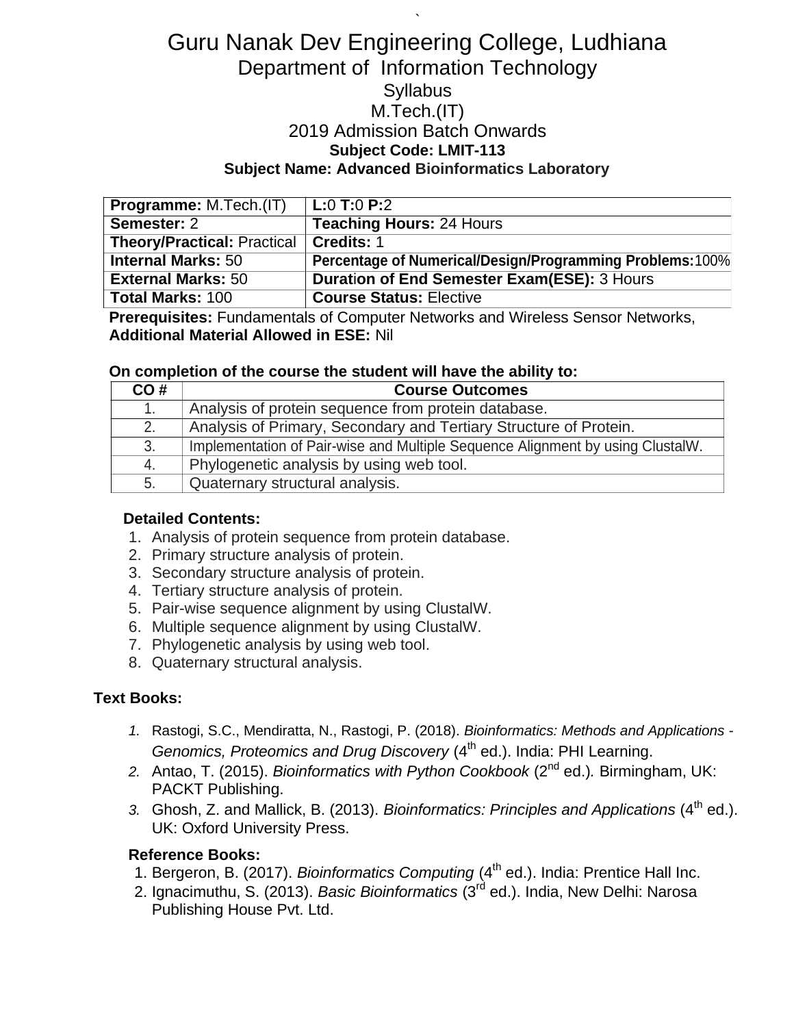# Guru Nanak Dev Engineering College, Ludhiana

## Department of Information Technology

### Syllabus

### M.Tech.(IT)

### 2019 Admission Batch Onwards

**Subject Code: LMIT-113**

**Subject Name: Advanced Bioinformatics Laboratory**

| **Programme:** M.Tech.(IT) | **L:**0 **T:**0 **P:**2 |
|---|---|
| **Semester:** 2 | **Teaching Hours:** 24 Hours |
| **Theory/Practical:** Practical | **Credits:** 1 |
| **Internal Marks:** 50 | **Percentage of Numerical/Design/Programming Problems:**100% |
| **External Marks:** 50 | **Duration of End Semester Exam(ESE):** 3 Hours |
| **Total Marks:** 100 | **Course Status:** Elective |

**Prerequisites:** Fundamentals of Computer Networks and Wireless Sensor Networks,
**Additional Material Allowed in ESE:** Nil

**On completion of the course the student will have the ability to:**

| CO # | Course Outcomes |
|---|---|
| 1. | Analysis of protein sequence from protein database. |
| 2. | Analysis of Primary, Secondary and Tertiary Structure of Protein. |
| 3. | Implementation of Pair-wise and Multiple Sequence Alignment by using ClustalW. |
| 4. | Phylogenetic analysis by using web tool. |
| 5. | Quaternary structural analysis. |

**Detailed Contents:**

1. Analysis of protein sequence from protein database.
2. Primary structure analysis of protein.
3. Secondary structure analysis of protein.
4. Tertiary structure analysis of protein.
5. Pair-wise sequence alignment by using ClustalW.
6. Multiple sequence alignment by using ClustalW.
7. Phylogenetic analysis by using web tool.
8. Quaternary structural analysis.

**Text Books:**

1. Rastogi, S.C., Mendiratta, N., Rastogi, P. (2018). *Bioinformatics: Methods and Applications - Genomics, Proteomics and Drug Discovery* (4th ed.). India: PHI Learning.
2. Antao, T. (2015). *Bioinformatics with Python Cookbook* (2nd ed.). Birmingham, UK: PACKT Publishing.
3. Ghosh, Z. and Mallick, B. (2013). *Bioinformatics: Principles and Applications* (4th ed.). UK: Oxford University Press.

**Reference Books:**

1. Bergeron, B. (2017). *Bioinformatics Computing* (4th ed.). India: Prentice Hall Inc.
2. Ignacimuthu, S. (2013). *Basic Bioinformatics* (3rd ed.). India, New Delhi: Narosa Publishing House Pvt. Ltd.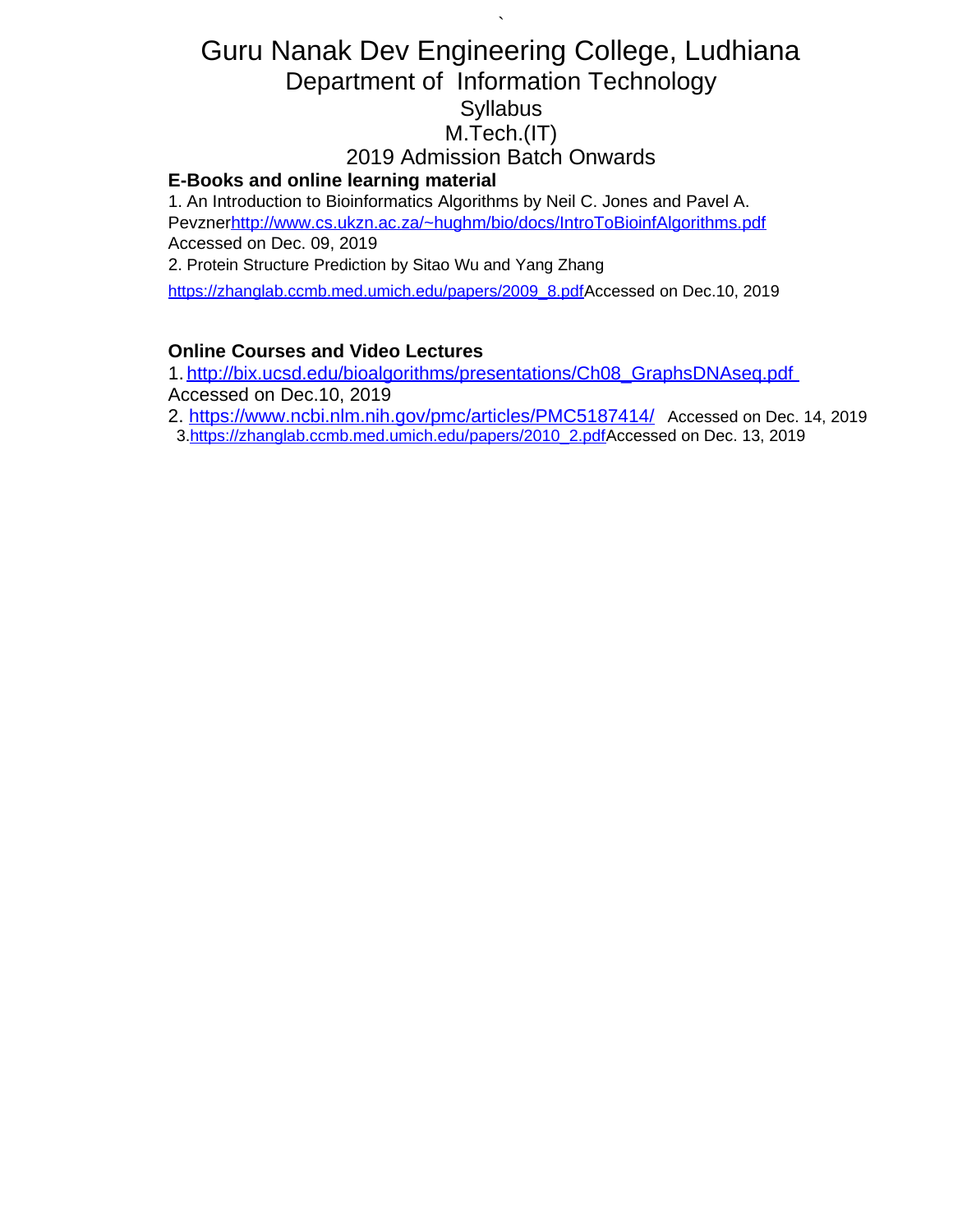# Guru Nanak Dev Engineering College, Ludhiana
## Department of Information Technology
## Syllabus
## M.Tech.(IT)
## 2019 Admission Batch Onwards

**E-Books and online learning material**

1. An Introduction to Bioinformatics Algorithms by Neil C. Jones and Pavel A. Pevznerhttp://www.cs.ukzn.ac.za/~hughm/bio/docs/IntroToBioinfAlgorithms.pdf Accessed on Dec. 09, 2019
2. Protein Structure Prediction by Sitao Wu and Yang Zhang https://zhanglab.ccmb.med.umich.edu/papers/2009_8.pdfAccessed on Dec.10, 2019

**Online Courses and Video Lectures**

1. http://bix.ucsd.edu/bioalgorithms/presentations/Ch08_GraphsDNAseq.pdf Accessed on Dec.10, 2019
2. https://www.ncbi.nlm.nih.gov/pmc/articles/PMC5187414/ Accessed on Dec. 14, 2019
3. https://zhanglab.ccmb.med.umich.edu/papers/2010_2.pdfAccessed on Dec. 13, 2019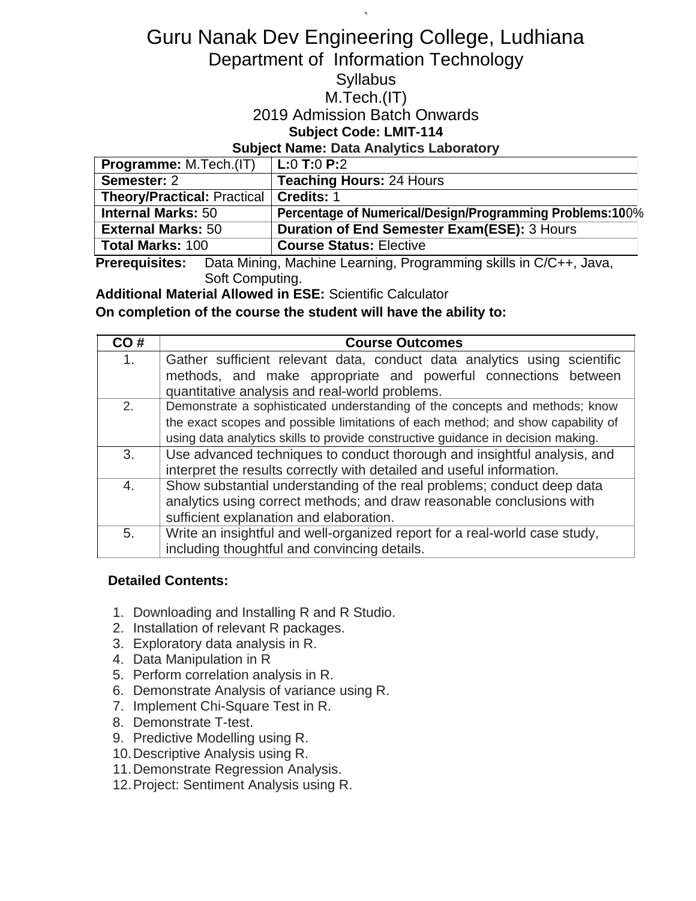# Guru Nanak Dev Engineering College, Ludhiana

## Department of Information Technology

### Syllabus

### M.Tech.(IT)

### 2019 Admission Batch Onwards

**Subject Code: LMIT-114**

**Subject Name: Data Analytics Laboratory**

| **Programme:** M.Tech.(IT) | **L:**0 **T:**0 **P:**2 |
|---|---|
| **Semester:** 2 | **Teaching Hours:** 24 Hours |
| **Theory/Practical:** Practical | **Credits:** 1 |
| **Internal Marks:** 50 | **Percentage of Numerical/Design/Programming Problems:**100% |
| **External Marks:** 50 | **Duration of End Semester Exam(ESE):** 3 Hours |
| **Total Marks:** 100 | **Course Status:** Elective |

**Prerequisites:** Data Mining, Machine Learning, Programming skills in C/C++, Java, Soft Computing.

**Additional Material Allowed in ESE:** Scientific Calculator

**On completion of the course the student will have the ability to:**

| CO # | Course Outcomes |
|---|---|
| 1. | Gather sufficient relevant data, conduct data analytics using scientific methods, and make appropriate and powerful connections between quantitative analysis and real-world problems. |
| 2. | Demonstrate a sophisticated understanding of the concepts and methods; know the exact scopes and possible limitations of each method; and show capability of using data analytics skills to provide constructive guidance in decision making. |
| 3. | Use advanced techniques to conduct thorough and insightful analysis, and interpret the results correctly with detailed and useful information. |
| 4. | Show substantial understanding of the real problems; conduct deep data analytics using correct methods; and draw reasonable conclusions with sufficient explanation and elaboration. |
| 5. | Write an insightful and well-organized report for a real-world case study, including thoughtful and convincing details. |

**Detailed Contents:**

1. Downloading and Installing R and R Studio.
2. Installation of relevant R packages.
3. Exploratory data analysis in R.
4. Data Manipulation in R
5. Perform correlation analysis in R.
6. Demonstrate Analysis of variance using R.
7. Implement Chi-Square Test in R.
8. Demonstrate T-test.
9. Predictive Modelling using R.
10. Descriptive Analysis using R.
11. Demonstrate Regression Analysis.
12. Project: Sentiment Analysis using R.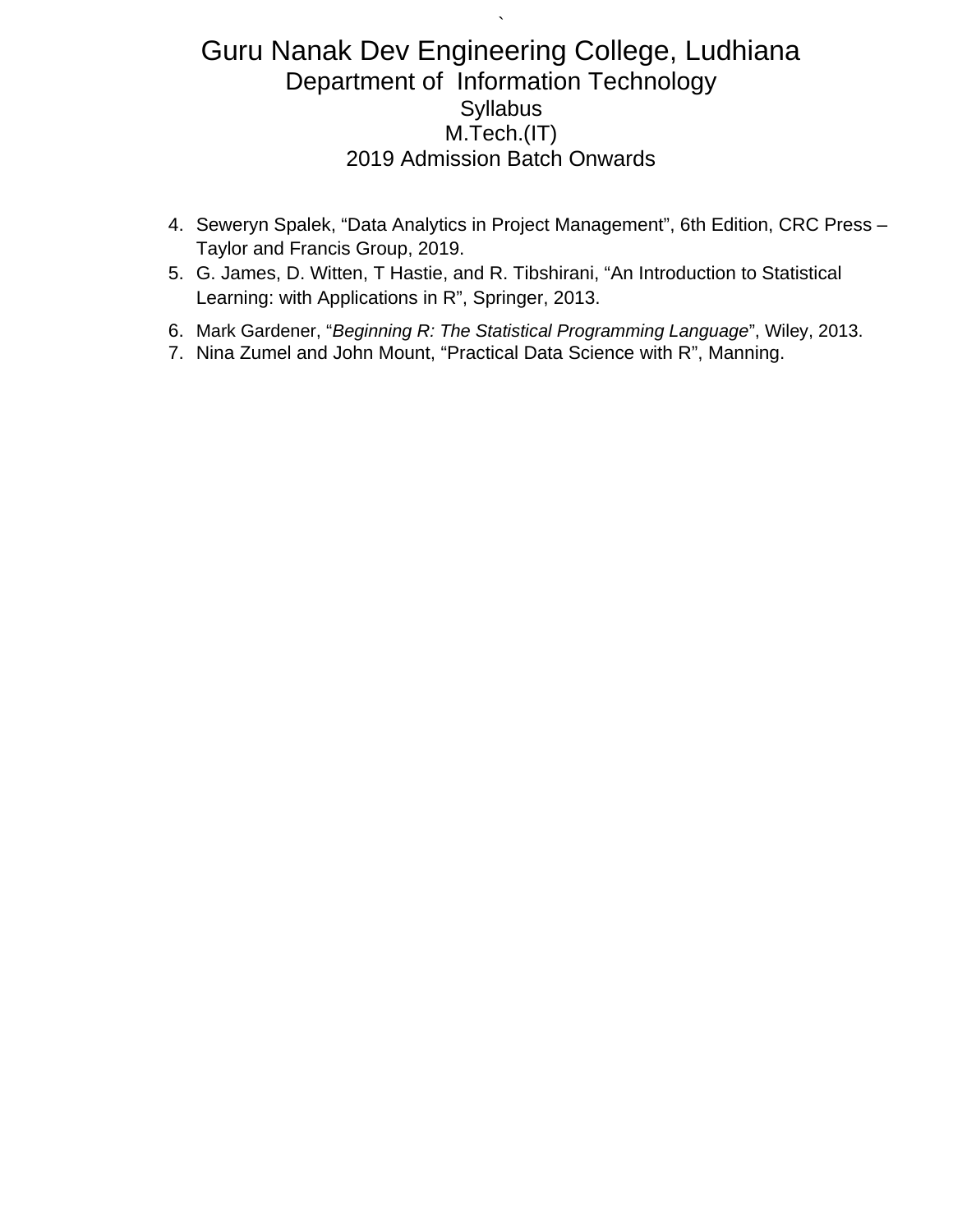4. Seweryn Spalek, “Data Analytics in Project Management”, 6th Edition, CRC Press – Taylor and Francis Group, 2019.
5. G. James, D. Witten, T Hastie, and R. Tibshirani, “An Introduction to Statistical Learning: with Applications in R”, Springer, 2013.
6. Mark Gardener, “*Beginning R: The Statistical Programming Language*”, Wiley, 2013.
7. Nina Zumel and John Mount, “Practical Data Science with R”, Manning.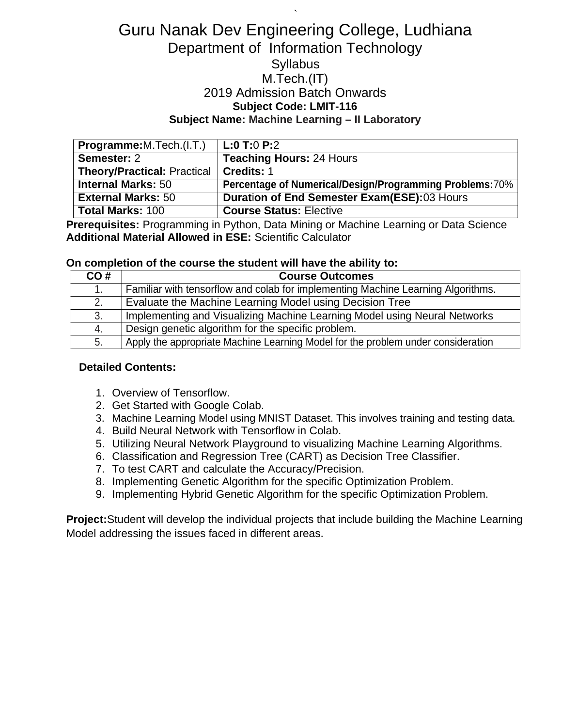# Guru Nanak Dev Engineering College, Ludhiana

## Department of Information Technology

### Syllabus

### M.Tech.(IT)

### 2019 Admission Batch Onwards

**Subject Code: LMIT-116**

**Subject Name: Machine Learning – II Laboratory**

| **Programme:**M.Tech.(I.T.) | **L:0 T:**0 **P:**2 |
|---|---|
| **Semester:** 2 | **Teaching Hours:** 24 Hours |
| **Theory/Practical:** Practical | **Credits:** 1 |
| **Internal Marks:** 50 | **Percentage of Numerical/Design/Programming Problems:**70% |
| **External Marks:** 50 | **Duration of End Semester Exam(ESE):**03 Hours |
| **Total Marks:** 100 | **Course Status:** Elective |

**Prerequisites:** Programming in Python, Data Mining or Machine Learning or Data Science
**Additional Material Allowed in ESE:** Scientific Calculator

**On completion of the course the student will have the ability to:**

| CO # | Course Outcomes |
|---|---|
| 1. | Familiar with tensorflow and colab for implementing Machine Learning Algorithms. |
| 2. | Evaluate the Machine Learning Model using Decision Tree |
| 3. | Implementing and Visualizing Machine Learning Model using Neural Networks |
| 4. | Design genetic algorithm for the specific problem. |
| 5. | Apply the appropriate Machine Learning Model for the problem under consideration |

**Detailed Contents:**

1. Overview of Tensorflow.
2. Get Started with Google Colab.
3. Machine Learning Model using MNIST Dataset. This involves training and testing data.
4. Build Neural Network with Tensorflow in Colab.
5. Utilizing Neural Network Playground to visualizing Machine Learning Algorithms.
6. Classification and Regression Tree (CART) as Decision Tree Classifier.
7. To test CART and calculate the Accuracy/Precision.
8. Implementing Genetic Algorithm for the specific Optimization Problem.
9. Implementing Hybrid Genetic Algorithm for the specific Optimization Problem.

**Project:**Student will develop the individual projects that include building the Machine Learning Model addressing the issues faced in different areas.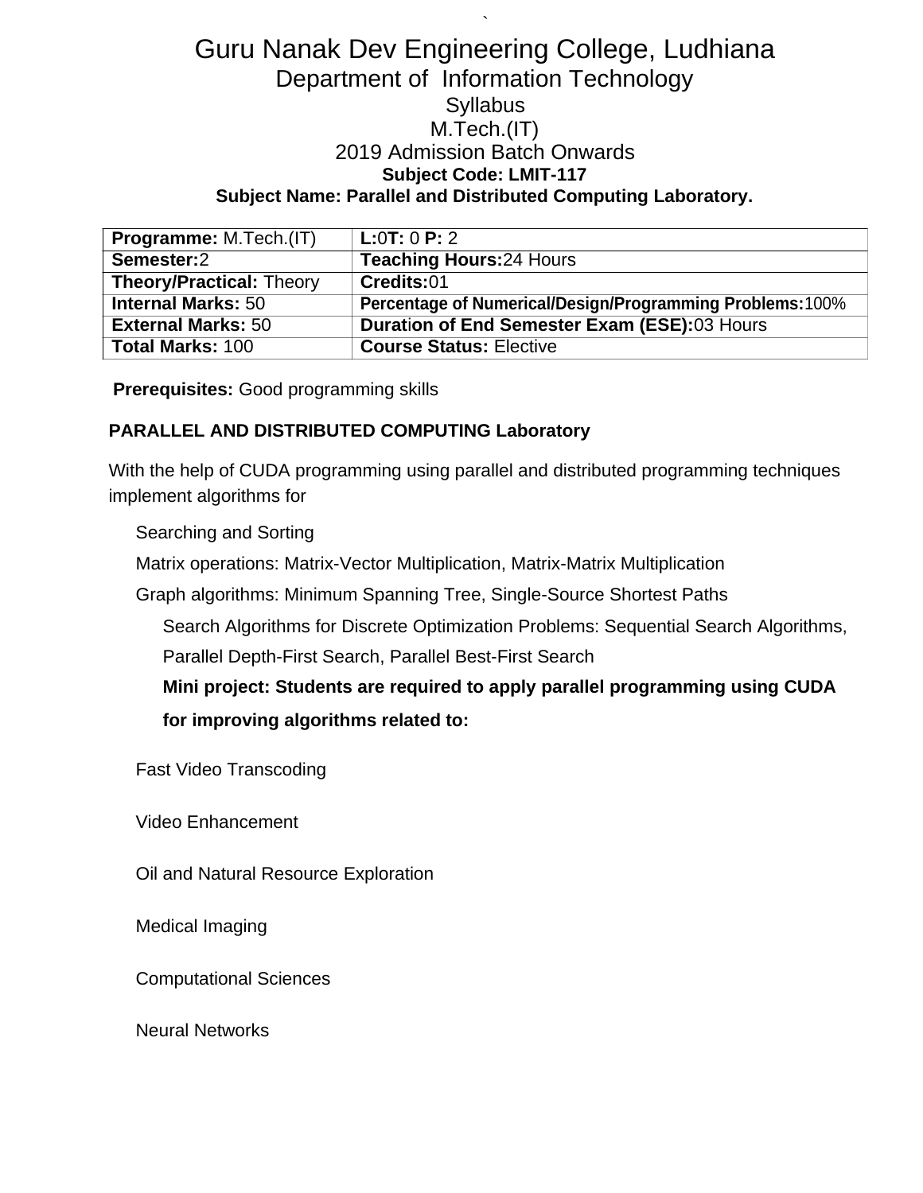# Guru Nanak Dev Engineering College, Ludhiana

## Department of Information Technology

Syllabus

M.Tech.(IT)

2019 Admission Batch Onwards

**Subject Code: LMIT-117**

**Subject Name: Parallel and Distributed Computing Laboratory.**

| **Programme:** M.Tech.(IT) | **L:**0**T:** 0 **P:** 2 |
|---|---|
| **Semester:**2 | **Teaching Hours:**24 Hours |
| **Theory/Practical:** Theory | **Credits:**01 |
| **Internal Marks:** 50 | **Percentage of Numerical/Design/Programming Problems:**100% |
| **External Marks:** 50 | **Duration of End Semester Exam (ESE):**03 Hours |
| **Total Marks:** 100 | **Course Status:** Elective |

**Prerequisites:** Good programming skills

**PARALLEL AND DISTRIBUTED COMPUTING Laboratory**

With the help of CUDA programming using parallel and distributed programming techniques implement algorithms for

Searching and Sorting

Matrix operations: Matrix-Vector Multiplication, Matrix-Matrix Multiplication

Graph algorithms: Minimum Spanning Tree, Single-Source Shortest Paths

Search Algorithms for Discrete Optimization Problems: Sequential Search Algorithms, Parallel Depth-First Search, Parallel Best-First Search

**Mini project: Students are required to apply parallel programming using CUDA for improving algorithms related to:**

Fast Video Transcoding

Video Enhancement

Oil and Natural Resource Exploration

Medical Imaging

Computational Sciences

Neural Networks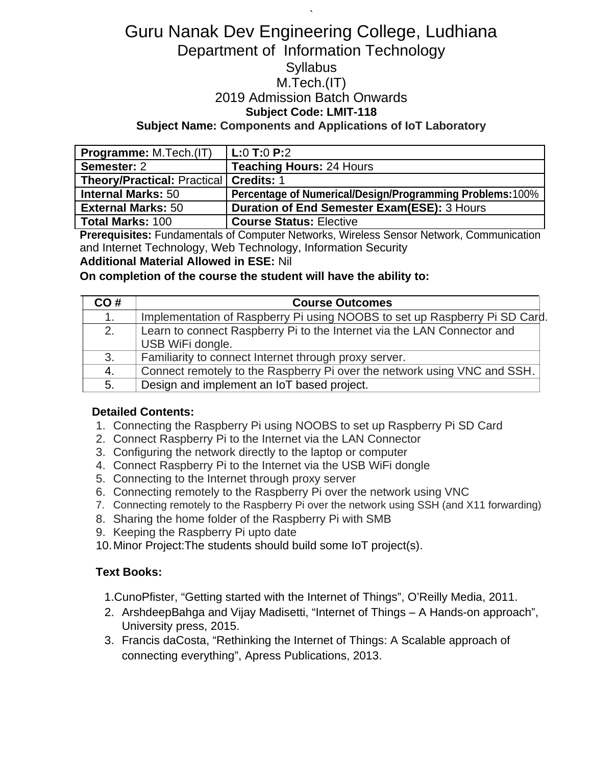# Guru Nanak Dev Engineering College, Ludhiana

## Department of Information Technology

### Syllabus

### M.Tech.(IT)

### 2019 Admission Batch Onwards

**Subject Code: LMIT-118**

**Subject Name: Components and Applications of IoT Laboratory**

| **Programme:** M.Tech.(IT) | **L:**0 **T:**0 **P:**2 |
|---|---|
| **Semester:** 2 | **Teaching Hours:** 24 Hours |
| **Theory/Practical:** Practical | **Credits:** 1 |
| **Internal Marks:** 50 | **Percentage of Numerical/Design/Programming Problems:**100% |
| **External Marks:** 50 | **Duration of End Semester Exam(ESE):** 3 Hours |
| **Total Marks:** 100 | **Course Status:** Elective |

**Prerequisites:** Fundamentals of Computer Networks, Wireless Sensor Network, Communication and Internet Technology, Web Technology, Information Security

**Additional Material Allowed in ESE:** Nil

**On completion of the course the student will have the ability to:**

| CO # | Course Outcomes |
|---|---|
| 1. | Implementation of Raspberry Pi using NOOBS to set up Raspberry Pi SD Card. |
| 2. | Learn to connect Raspberry Pi to the Internet via the LAN Connector and USB WiFi dongle. |
| 3. | Familiarity to connect Internet through proxy server. |
| 4. | Connect remotely to the Raspberry Pi over the network using VNC and SSH. |
| 5. | Design and implement an IoT based project. |

**Detailed Contents:**

1. Connecting the Raspberry Pi using NOOBS to set up Raspberry Pi SD Card
2. Connect Raspberry Pi to the Internet via the LAN Connector
3. Configuring the network directly to the laptop or computer
4. Connect Raspberry Pi to the Internet via the USB WiFi dongle
5. Connecting to the Internet through proxy server
6. Connecting remotely to the Raspberry Pi over the network using VNC
7. Connecting remotely to the Raspberry Pi over the network using SSH (and X11 forwarding)
8. Sharing the home folder of the Raspberry Pi with SMB
9. Keeping the Raspberry Pi upto date
10. Minor Project:The students should build some IoT project(s).

**Text Books:**

1. CunoPfister, "Getting started with the Internet of Things", O'Reilly Media, 2011.
2. ArshdeepBahga and Vijay Madisetti, "Internet of Things – A Hands-on approach", University press, 2015.
3. Francis daCosta, "Rethinking the Internet of Things: A Scalable approach of connecting everything", Apress Publications, 2013.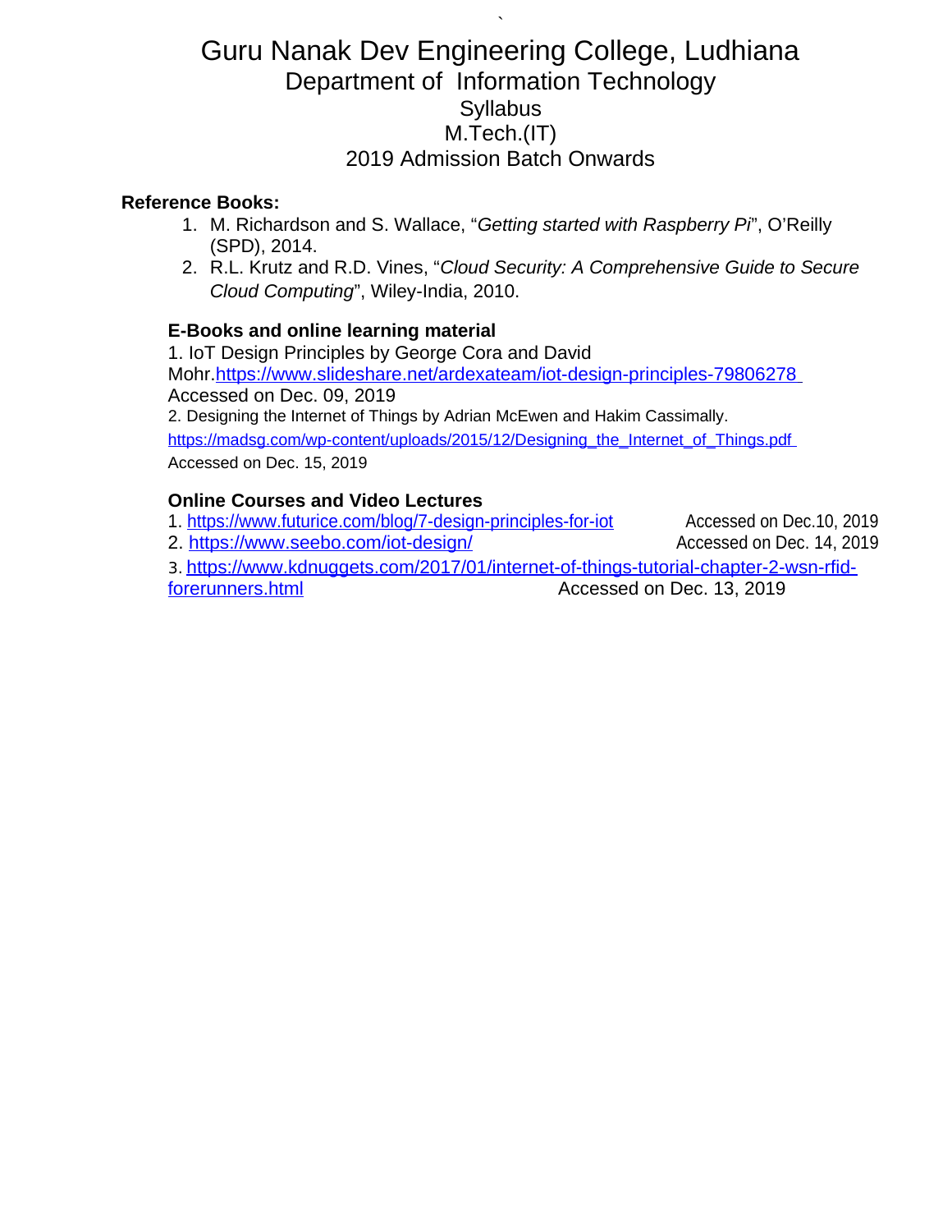# Guru Nanak Dev Engineering College, Ludhiana
## Department of Information Technology
### Syllabus
### M.Tech.(IT)
### 2019 Admission Batch Onwards

**Reference Books:**

1. M. Richardson and S. Wallace, "*Getting started with Raspberry Pi*", O'Reilly (SPD), 2014.
2. R.L. Krutz and R.D. Vines, "*Cloud Security: A Comprehensive Guide to Secure Cloud Computing*", Wiley-India, 2010.

**E-Books and online learning material**

1. IoT Design Principles by George Cora and David Mohr.https://www.slideshare.net/ardexateam/iot-design-principles-79806278 Accessed on Dec. 09, 2019
2. Designing the Internet of Things by Adrian McEwen and Hakim Cassimally. https://madsg.com/wp-content/uploads/2015/12/Designing_the_Internet_of_Things.pdf Accessed on Dec. 15, 2019

**Online Courses and Video Lectures**

1. https://www.futurice.com/blog/7-design-principles-for-iot Accessed on Dec.10, 2019
2. https://www.seebo.com/iot-design/ Accessed on Dec. 14, 2019
3. https://www.kdnuggets.com/2017/01/internet-of-things-tutorial-chapter-2-wsn-rfid-forerunners.html Accessed on Dec. 13, 2019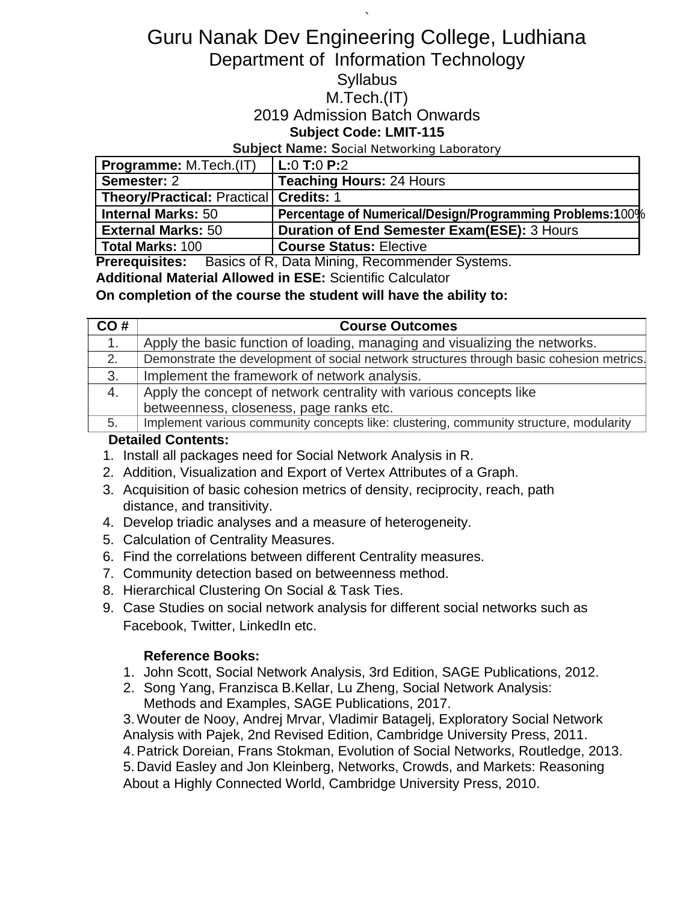# Guru Nanak Dev Engineering College, Ludhiana

## Department of Information Technology

Syllabus

M.Tech.(IT)

2019 Admission Batch Onwards

**Subject Code: LMIT-115**

**Subject Name: S**ocial Networking Laboratory

| | |
|---|---|
| **Programme:** M.Tech.(IT) | **L:**0 **T:**0 **P:**2 |
| **Semester:** 2 | **Teaching Hours:** 24 Hours |
| **Theory/Practical:** Practical | **Credits:** 1 |
| **Internal Marks:** 50 | **Percentage of Numerical/Design/Programming Problems:**100% |
| **External Marks:** 50 | **Duration of End Semester Exam(ESE):** 3 Hours |
| **Total Marks:** 100 | **Course Status:** Elective |

**Prerequisites:** Basics of R, Data Mining, Recommender Systems.

**Additional Material Allowed in ESE:** Scientific Calculator

**On completion of the course the student will have the ability to:**

| CO # | Course Outcomes |
|---|---|
| 1. | Apply the basic function of loading, managing and visualizing the networks. |
| 2. | Demonstrate the development of social network structures through basic cohesion metrics. |
| 3. | Implement the framework of network analysis. |
| 4. | Apply the concept of network centrality with various concepts like betweenness, closeness, page ranks etc. |
| 5. | Implement various community concepts like: clustering, community structure, modularity |

**Detailed Contents:**

1. Install all packages need for Social Network Analysis in R.
2. Addition, Visualization and Export of Vertex Attributes of a Graph.
3. Acquisition of basic cohesion metrics of density, reciprocity, reach, path distance, and transitivity.
4. Develop triadic analyses and a measure of heterogeneity.
5. Calculation of Centrality Measures.
6. Find the correlations between different Centrality measures.
7. Community detection based on betweenness method.
8. Hierarchical Clustering On Social & Task Ties.
9. Case Studies on social network analysis for different social networks such as Facebook, Twitter, LinkedIn etc.

**Reference Books:**

1. John Scott, Social Network Analysis, 3rd Edition, SAGE Publications, 2012.
2. Song Yang, Franzisca B.Kellar, Lu Zheng, Social Network Analysis: Methods and Examples, SAGE Publications, 2017.
3. Wouter de Nooy, Andrej Mrvar, Vladimir Batagelj, Exploratory Social Network Analysis with Pajek, 2nd Revised Edition, Cambridge University Press, 2011.
4. Patrick Doreian, Frans Stokman, Evolution of Social Networks, Routledge, 2013.
5. David Easley and Jon Kleinberg, Networks, Crowds, and Markets: Reasoning About a Highly Connected World, Cambridge University Press, 2010.